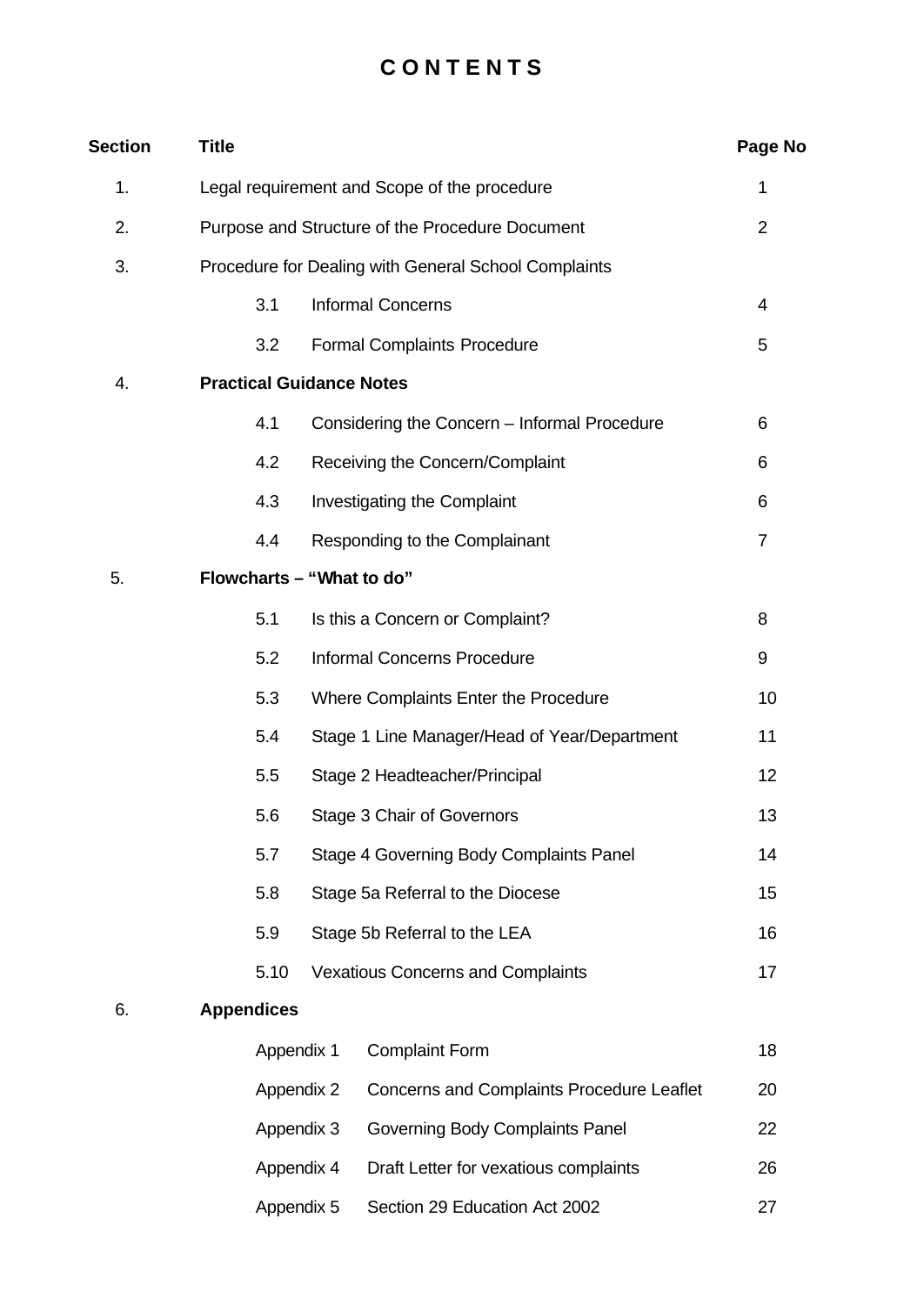# CONTENTS

| Section | Title | | Page No |
|---|---|---|---|
| 1. | Legal requirement and Scope of the procedure | | 1 |
| 2. | Purpose and Structure of the Procedure Document | | 2 |
| 3. | Procedure for Dealing with General School Complaints | | |
| | 3.1 | Informal Concerns | 4 |
| | 3.2 | Formal Complaints Procedure | 5 |
| 4. | **Practical Guidance Notes** | | |
| | 4.1 | Considering the Concern – Informal Procedure | 6 |
| | 4.2 | Receiving the Concern/Complaint | 6 |
| | 4.3 | Investigating the Complaint | 6 |
| | 4.4 | Responding to the Complainant | 7 |
| 5. | **Flowcharts – "What to do"** | | |
| | 5.1 | Is this a Concern or Complaint? | 8 |
| | 5.2 | Informal Concerns Procedure | 9 |
| | 5.3 | Where Complaints Enter the Procedure | 10 |
| | 5.4 | Stage 1 Line Manager/Head of Year/Department | 11 |
| | 5.5 | Stage 2 Headteacher/Principal | 12 |
| | 5.6 | Stage 3 Chair of Governors | 13 |
| | 5.7 | Stage 4 Governing Body Complaints Panel | 14 |
| | 5.8 | Stage 5a Referral to the Diocese | 15 |
| | 5.9 | Stage 5b Referral to the LEA | 16 |
| | 5.10 | Vexatious Concerns and Complaints | 17 |
| 6. | **Appendices** | | |
| | Appendix 1 | Complaint Form | 18 |
| | Appendix 2 | Concerns and Complaints Procedure Leaflet | 20 |
| | Appendix 3 | Governing Body Complaints Panel | 22 |
| | Appendix 4 | Draft Letter for vexatious complaints | 26 |
| | Appendix 5 | Section 29 Education Act 2002 | 27 |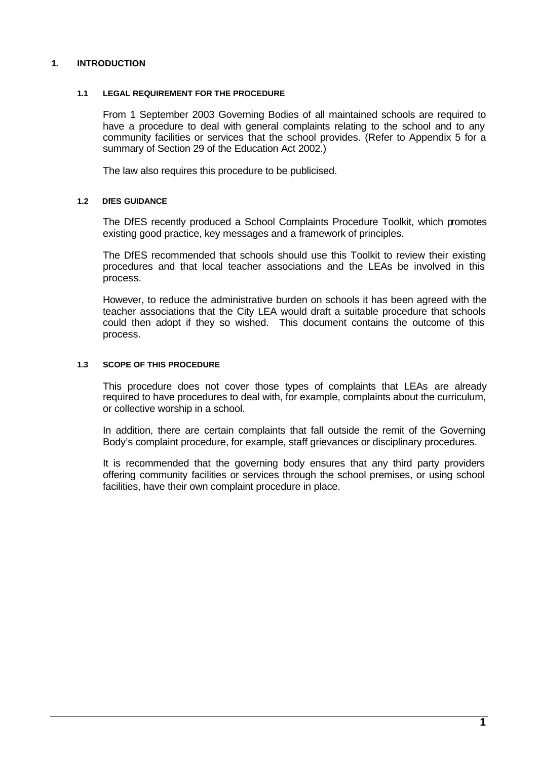# 1. INTRODUCTION

## 1.1 LEGAL REQUIREMENT FOR THE PROCEDURE

From 1 September 2003 Governing Bodies of all maintained schools are required to have a procedure to deal with general complaints relating to the school and to any community facilities or services that the school provides. (Refer to Appendix 5 for a summary of Section 29 of the Education Act 2002.)

The law also requires this procedure to be publicised.

## 1.2 DfES GUIDANCE

The DfES recently produced a School Complaints Procedure Toolkit, which promotes existing good practice, key messages and a framework of principles.

The DfES recommended that schools should use this Toolkit to review their existing procedures and that local teacher associations and the LEAs be involved in this process.

However, to reduce the administrative burden on schools it has been agreed with the teacher associations that the City LEA would draft a suitable procedure that schools could then adopt if they so wished. This document contains the outcome of this process.

## 1.3 SCOPE OF THIS PROCEDURE

This procedure does not cover those types of complaints that LEAs are already required to have procedures to deal with, for example, complaints about the curriculum, or collective worship in a school.

In addition, there are certain complaints that fall outside the remit of the Governing Body's complaint procedure, for example, staff grievances or disciplinary procedures.

It is recommended that the governing body ensures that any third party providers offering community facilities or services through the school premises, or using school facilities, have their own complaint procedure in place.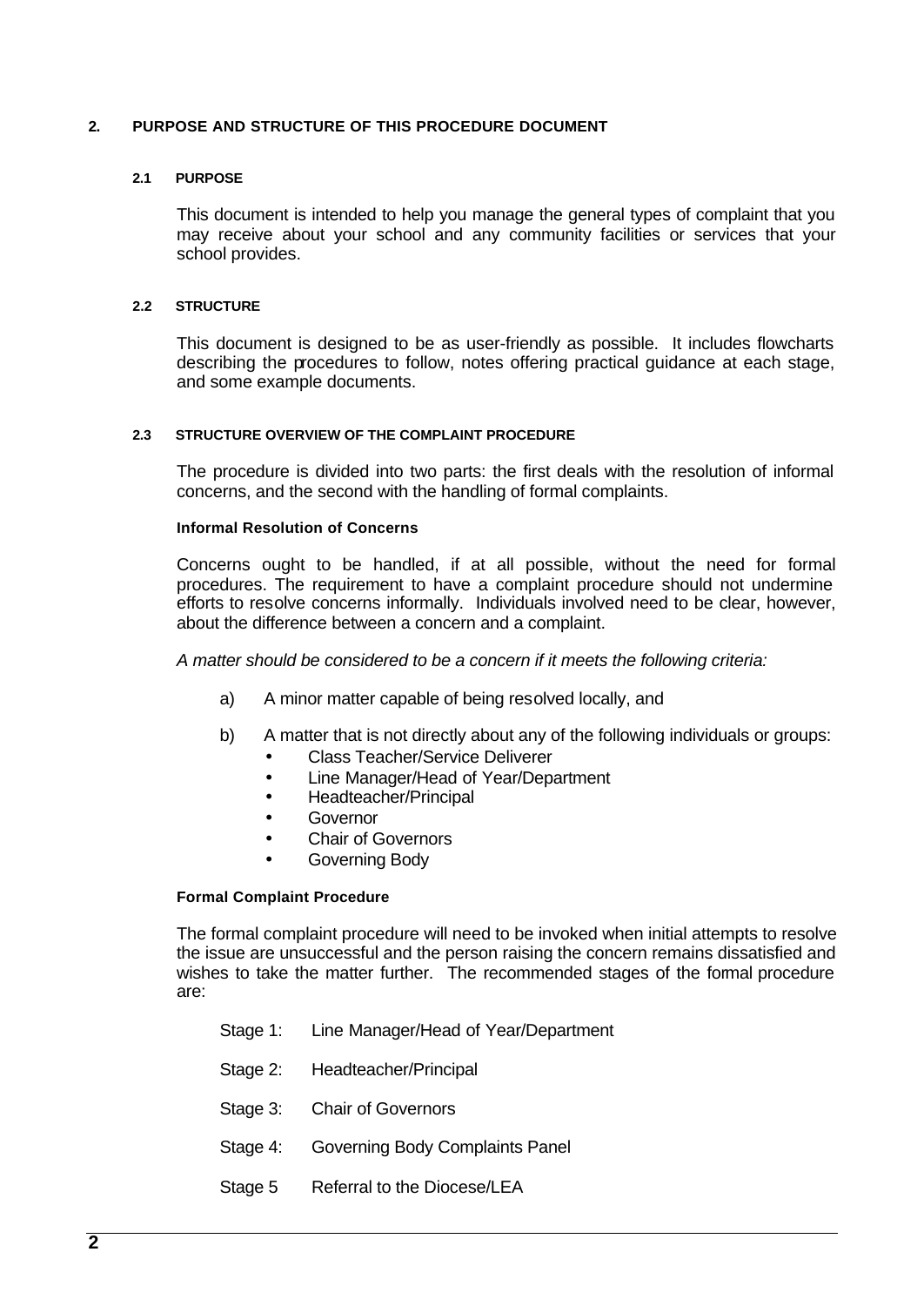## 2. PURPOSE AND STRUCTURE OF THIS PROCEDURE DOCUMENT

### 2.1 PURPOSE

This document is intended to help you manage the general types of complaint that you may receive about your school and any community facilities or services that your school provides.

### 2.2 STRUCTURE

This document is designed to be as user-friendly as possible. It includes flowcharts describing the procedures to follow, notes offering practical guidance at each stage, and some example documents.

### 2.3 STRUCTURE OVERVIEW OF THE COMPLAINT PROCEDURE

The procedure is divided into two parts: the first deals with the resolution of informal concerns, and the second with the handling of formal complaints.

**Informal Resolution of Concerns**

Concerns ought to be handled, if at all possible, without the need for formal procedures. The requirement to have a complaint procedure should not undermine efforts to resolve concerns informally. Individuals involved need to be clear, however, about the difference between a concern and a complaint.

*A matter should be considered to be a concern if it meets the following criteria:*

a) A minor matter capable of being resolved locally, and

b) A matter that is not directly about any of the following individuals or groups:
   - Class Teacher/Service Deliverer
   - Line Manager/Head of Year/Department
   - Headteacher/Principal
   - Governor
   - Chair of Governors
   - Governing Body

**Formal Complaint Procedure**

The formal complaint procedure will need to be invoked when initial attempts to resolve the issue are unsuccessful and the person raising the concern remains dissatisfied and wishes to take the matter further. The recommended stages of the formal procedure are:

Stage 1: Line Manager/Head of Year/Department

Stage 2: Headteacher/Principal

Stage 3: Chair of Governors

Stage 4: Governing Body Complaints Panel

Stage 5 Referral to the Diocese/LEA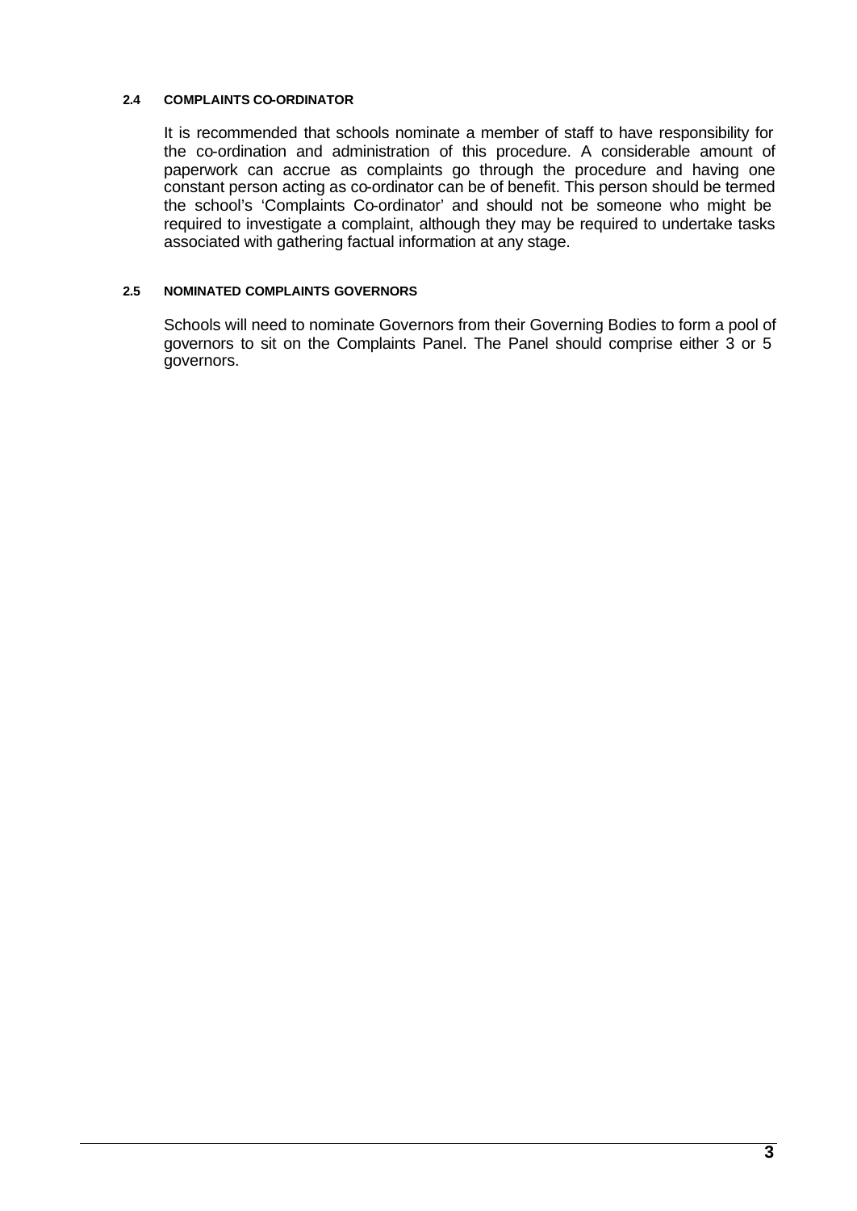### 2.4 COMPLAINTS CO-ORDINATOR

It is recommended that schools nominate a member of staff to have responsibility for the co-ordination and administration of this procedure. A considerable amount of paperwork can accrue as complaints go through the procedure and having one constant person acting as co-ordinator can be of benefit. This person should be termed the school's 'Complaints Co-ordinator' and should not be someone who might be required to investigate a complaint, although they may be required to undertake tasks associated with gathering factual information at any stage.

### 2.5 NOMINATED COMPLAINTS GOVERNORS

Schools will need to nominate Governors from their Governing Bodies to form a pool of governors to sit on the Complaints Panel. The Panel should comprise either 3 or 5 governors.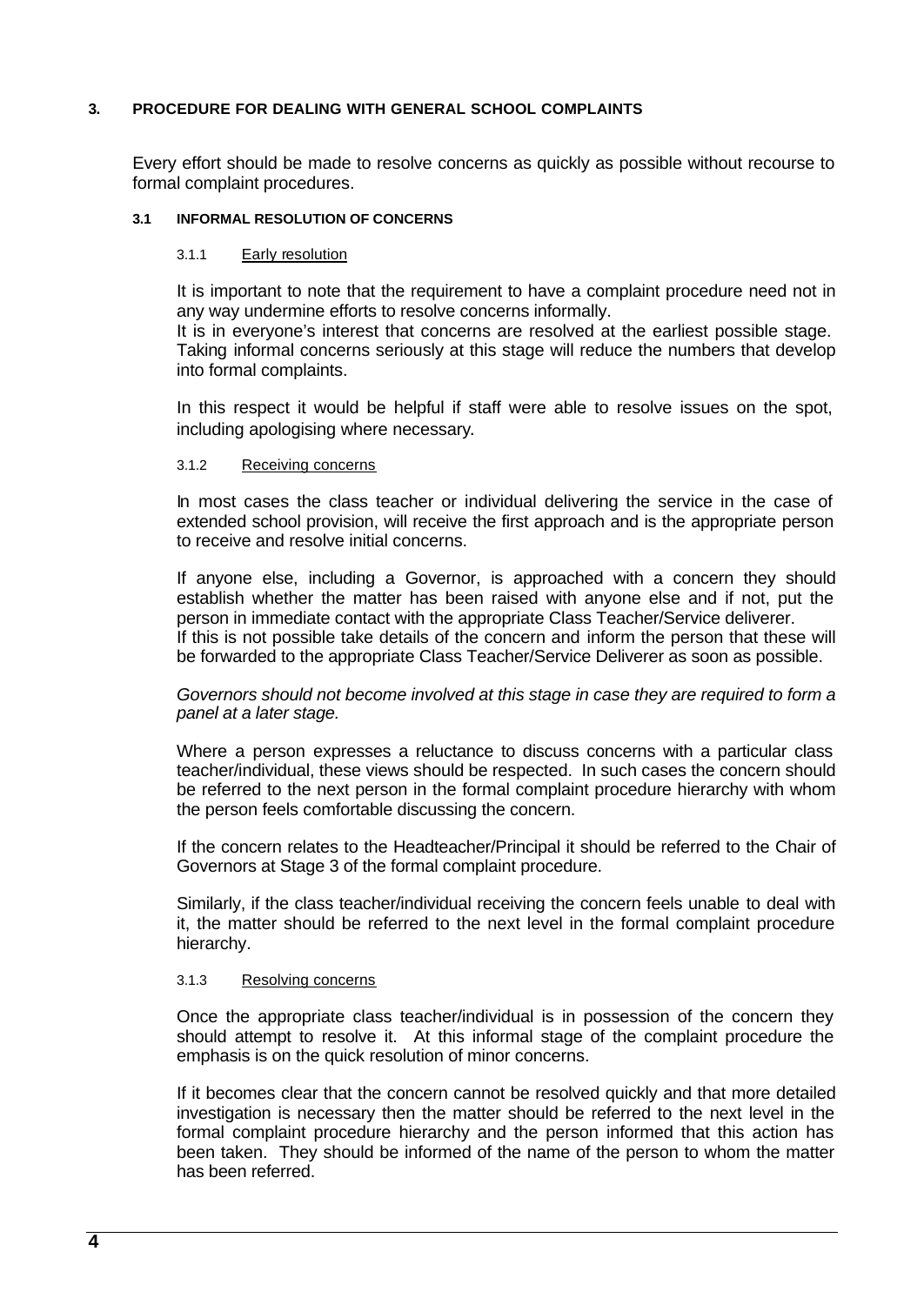## 3. PROCEDURE FOR DEALING WITH GENERAL SCHOOL COMPLAINTS

Every effort should be made to resolve concerns as quickly as possible without recourse to formal complaint procedures.

### 3.1 INFORMAL RESOLUTION OF CONCERNS

#### 3.1.1 Early resolution

It is important to note that the requirement to have a complaint procedure need not in any way undermine efforts to resolve concerns informally.
It is in everyone's interest that concerns are resolved at the earliest possible stage. Taking informal concerns seriously at this stage will reduce the numbers that develop into formal complaints.

In this respect it would be helpful if staff were able to resolve issues on the spot, including apologising where necessary.

#### 3.1.2 Receiving concerns

In most cases the class teacher or individual delivering the service in the case of extended school provision, will receive the first approach and is the appropriate person to receive and resolve initial concerns.

If anyone else, including a Governor, is approached with a concern they should establish whether the matter has been raised with anyone else and if not, put the person in immediate contact with the appropriate Class Teacher/Service deliverer.
If this is not possible take details of the concern and inform the person that these will be forwarded to the appropriate Class Teacher/Service Deliverer as soon as possible.

*Governors should not become involved at this stage in case they are required to form a panel at a later stage.*

Where a person expresses a reluctance to discuss concerns with a particular class teacher/individual, these views should be respected. In such cases the concern should be referred to the next person in the formal complaint procedure hierarchy with whom the person feels comfortable discussing the concern.

If the concern relates to the Headteacher/Principal it should be referred to the Chair of Governors at Stage 3 of the formal complaint procedure.

Similarly, if the class teacher/individual receiving the concern feels unable to deal with it, the matter should be referred to the next level in the formal complaint procedure hierarchy.

#### 3.1.3 Resolving concerns

Once the appropriate class teacher/individual is in possession of the concern they should attempt to resolve it. At this informal stage of the complaint procedure the emphasis is on the quick resolution of minor concerns.

If it becomes clear that the concern cannot be resolved quickly and that more detailed investigation is necessary then the matter should be referred to the next level in the formal complaint procedure hierarchy and the person informed that this action has been taken. They should be informed of the name of the person to whom the matter has been referred.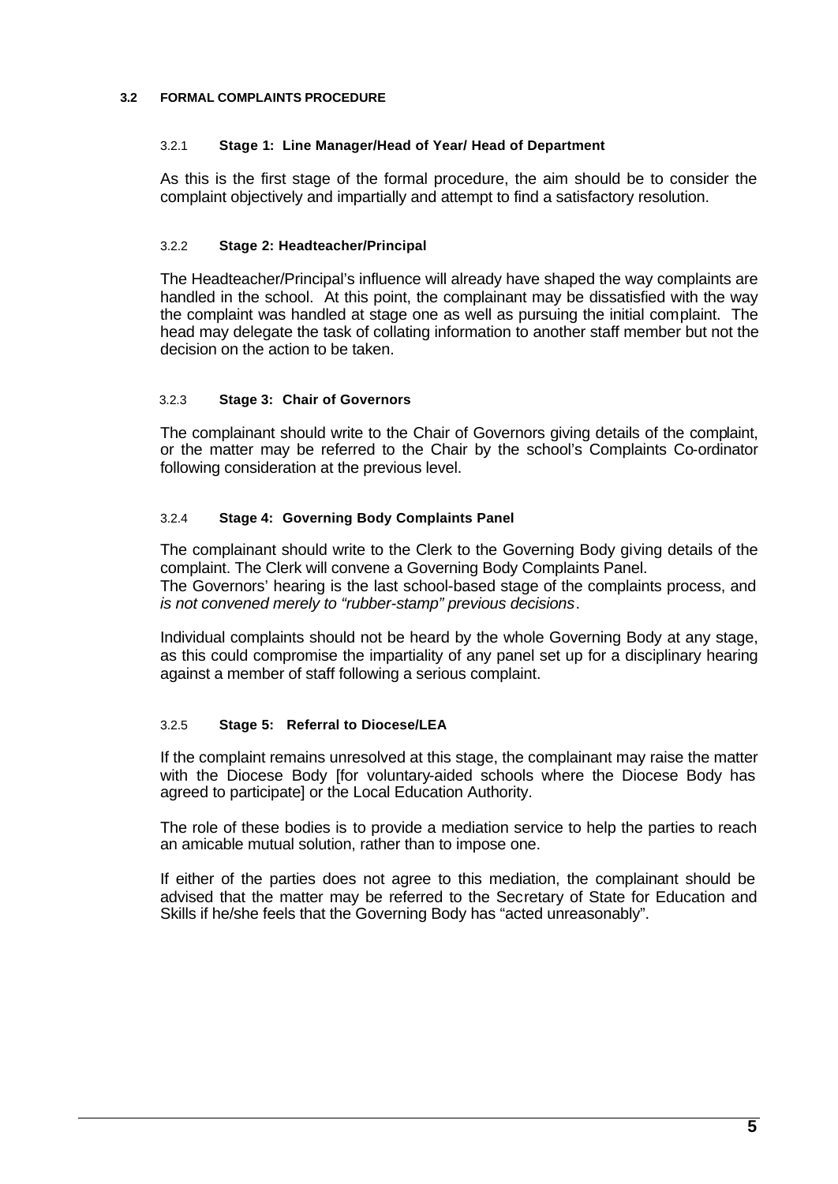### 3.2 FORMAL COMPLAINTS PROCEDURE

#### 3.2.1 Stage 1: Line Manager/Head of Year/ Head of Department

As this is the first stage of the formal procedure, the aim should be to consider the complaint objectively and impartially and attempt to find a satisfactory resolution.

#### 3.2.2 Stage 2: Headteacher/Principal

The Headteacher/Principal's influence will already have shaped the way complaints are handled in the school. At this point, the complainant may be dissatisfied with the way the complaint was handled at stage one as well as pursuing the initial complaint. The head may delegate the task of collating information to another staff member but not the decision on the action to be taken.

#### 3.2.3 Stage 3: Chair of Governors

The complainant should write to the Chair of Governors giving details of the complaint, or the matter may be referred to the Chair by the school's Complaints Co-ordinator following consideration at the previous level.

#### 3.2.4 Stage 4: Governing Body Complaints Panel

The complainant should write to the Clerk to the Governing Body giving details of the complaint. The Clerk will convene a Governing Body Complaints Panel.
The Governors' hearing is the last school-based stage of the complaints process, and *is not convened merely to "rubber-stamp" previous decisions*.

Individual complaints should not be heard by the whole Governing Body at any stage, as this could compromise the impartiality of any panel set up for a disciplinary hearing against a member of staff following a serious complaint.

#### 3.2.5 Stage 5: Referral to Diocese/LEA

If the complaint remains unresolved at this stage, the complainant may raise the matter with the Diocese Body [for voluntary-aided schools where the Diocese Body has agreed to participate] or the Local Education Authority.

The role of these bodies is to provide a mediation service to help the parties to reach an amicable mutual solution, rather than to impose one.

If either of the parties does not agree to this mediation, the complainant should be advised that the matter may be referred to the Secretary of State for Education and Skills if he/she feels that the Governing Body has "acted unreasonably".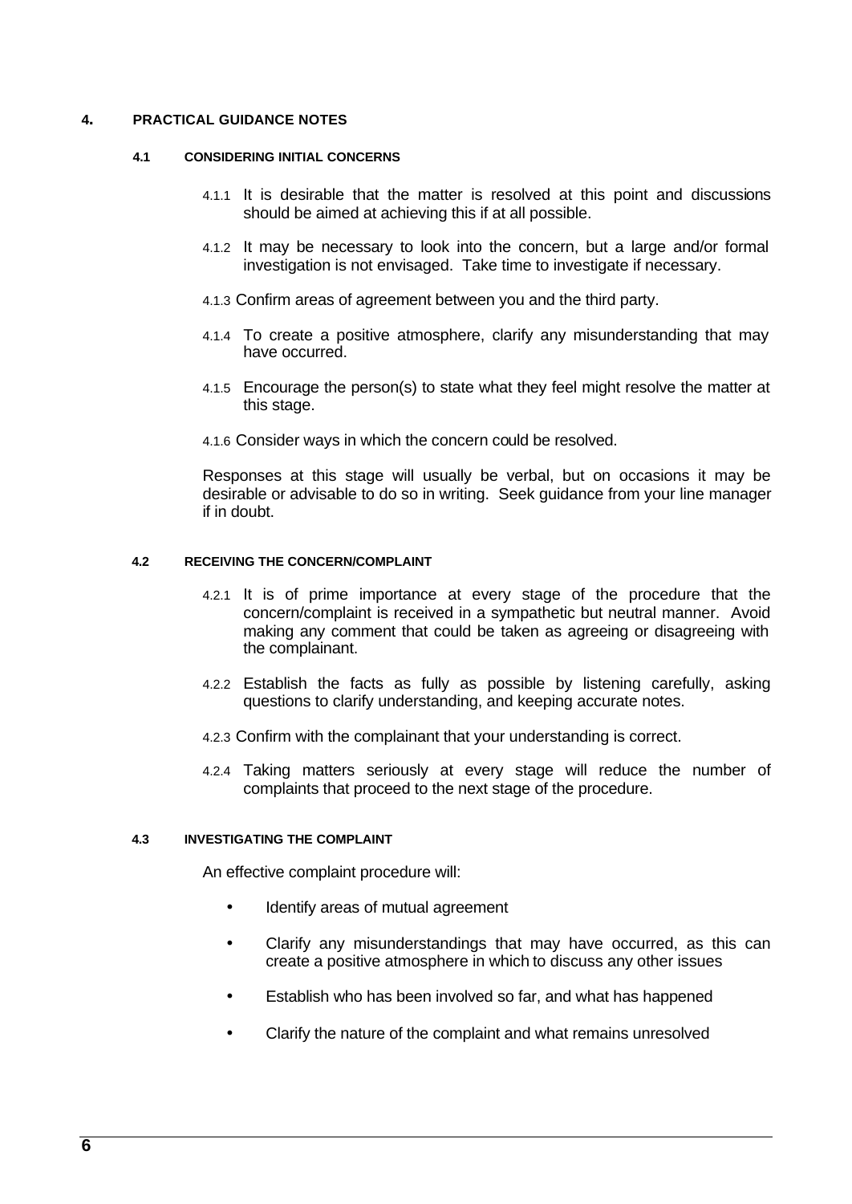## 4. PRACTICAL GUIDANCE NOTES

### 4.1 CONSIDERING INITIAL CONCERNS

4.1.1 It is desirable that the matter is resolved at this point and discussions should be aimed at achieving this if at all possible.

4.1.2 It may be necessary to look into the concern, but a large and/or formal investigation is not envisaged. Take time to investigate if necessary.

4.1.3 Confirm areas of agreement between you and the third party.

4.1.4 To create a positive atmosphere, clarify any misunderstanding that may have occurred.

4.1.5 Encourage the person(s) to state what they feel might resolve the matter at this stage.

4.1.6 Consider ways in which the concern could be resolved.

Responses at this stage will usually be verbal, but on occasions it may be desirable or advisable to do so in writing. Seek guidance from your line manager if in doubt.

### 4.2 RECEIVING THE CONCERN/COMPLAINT

4.2.1 It is of prime importance at every stage of the procedure that the concern/complaint is received in a sympathetic but neutral manner. Avoid making any comment that could be taken as agreeing or disagreeing with the complainant.

4.2.2 Establish the facts as fully as possible by listening carefully, asking questions to clarify understanding, and keeping accurate notes.

4.2.3 Confirm with the complainant that your understanding is correct.

4.2.4 Taking matters seriously at every stage will reduce the number of complaints that proceed to the next stage of the procedure.

### 4.3 INVESTIGATING THE COMPLAINT

An effective complaint procedure will:

- Identify areas of mutual agreement
- Clarify any misunderstandings that may have occurred, as this can create a positive atmosphere in which to discuss any other issues
- Establish who has been involved so far, and what has happened
- Clarify the nature of the complaint and what remains unresolved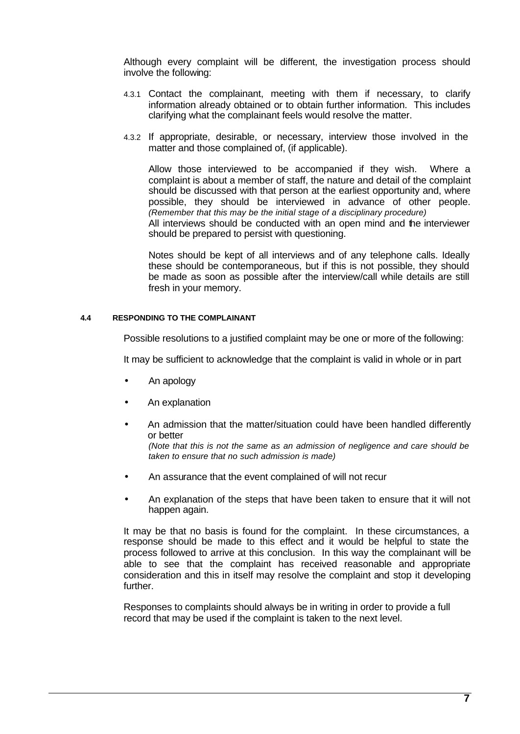Although every complaint will be different, the investigation process should involve the following:

4.3.1 Contact the complainant, meeting with them if necessary, to clarify information already obtained or to obtain further information. This includes clarifying what the complainant feels would resolve the matter.

4.3.2 If appropriate, desirable, or necessary, interview those involved in the matter and those complained of, (if applicable).

Allow those interviewed to be accompanied if they wish. Where a complaint is about a member of staff, the nature and detail of the complaint should be discussed with that person at the earliest opportunity and, where possible, they should be interviewed in advance of other people. *(Remember that this may be the initial stage of a disciplinary procedure)*
All interviews should be conducted with an open mind and the interviewer should be prepared to persist with questioning.

Notes should be kept of all interviews and of any telephone calls. Ideally these should be contemporaneous, but if this is not possible, they should be made as soon as possible after the interview/call while details are still fresh in your memory.

#### 4.4 RESPONDING TO THE COMPLAINANT

Possible resolutions to a justified complaint may be one or more of the following:

It may be sufficient to acknowledge that the complaint is valid in whole or in part

- An apology
- An explanation
- An admission that the matter/situation could have been handled differently or better
  *(Note that this is not the same as an admission of negligence and care should be taken to ensure that no such admission is made)*
- An assurance that the event complained of will not recur
- An explanation of the steps that have been taken to ensure that it will not happen again.

It may be that no basis is found for the complaint. In these circumstances, a response should be made to this effect and it would be helpful to state the process followed to arrive at this conclusion. In this way the complainant will be able to see that the complaint has received reasonable and appropriate consideration and this in itself may resolve the complaint and stop it developing further.

Responses to complaints should always be in writing in order to provide a full record that may be used if the complaint is taken to the next level.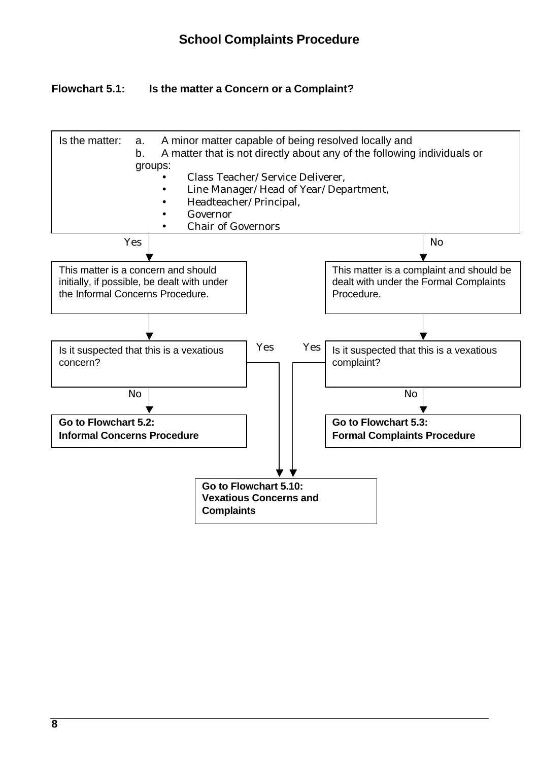# School Complaints Procedure

**Flowchart 5.1: Is the matter a Concern or a Complaint?**

Is the matter:

a. A minor matter capable of being resolved locally and

b. A matter that is not directly about any of the following individuals or groups:

- Class Teacher/Service Deliverer,
- Line Manager/Head of Year/Department,
- Headteacher/Principal,
- Governor
- Chair of Governors

**Yes** → This matter is a concern and should initially, if possible, be dealt with under the Informal Concerns Procedure.

→ Is it suspected that this is a vexatious concern?

- **No** → **Go to Flowchart 5.2: Informal Concerns Procedure**
- **Yes** → **Go to Flowchart 5.10: Vexatious Concerns and Complaints**

**No** → This matter is a complaint and should be dealt with under the Formal Complaints Procedure.

→ Is it suspected that this is a vexatious complaint?

- **No** → **Go to Flowchart 5.3: Formal Complaints Procedure**
- **Yes** → **Go to Flowchart 5.10: Vexatious Concerns and Complaints**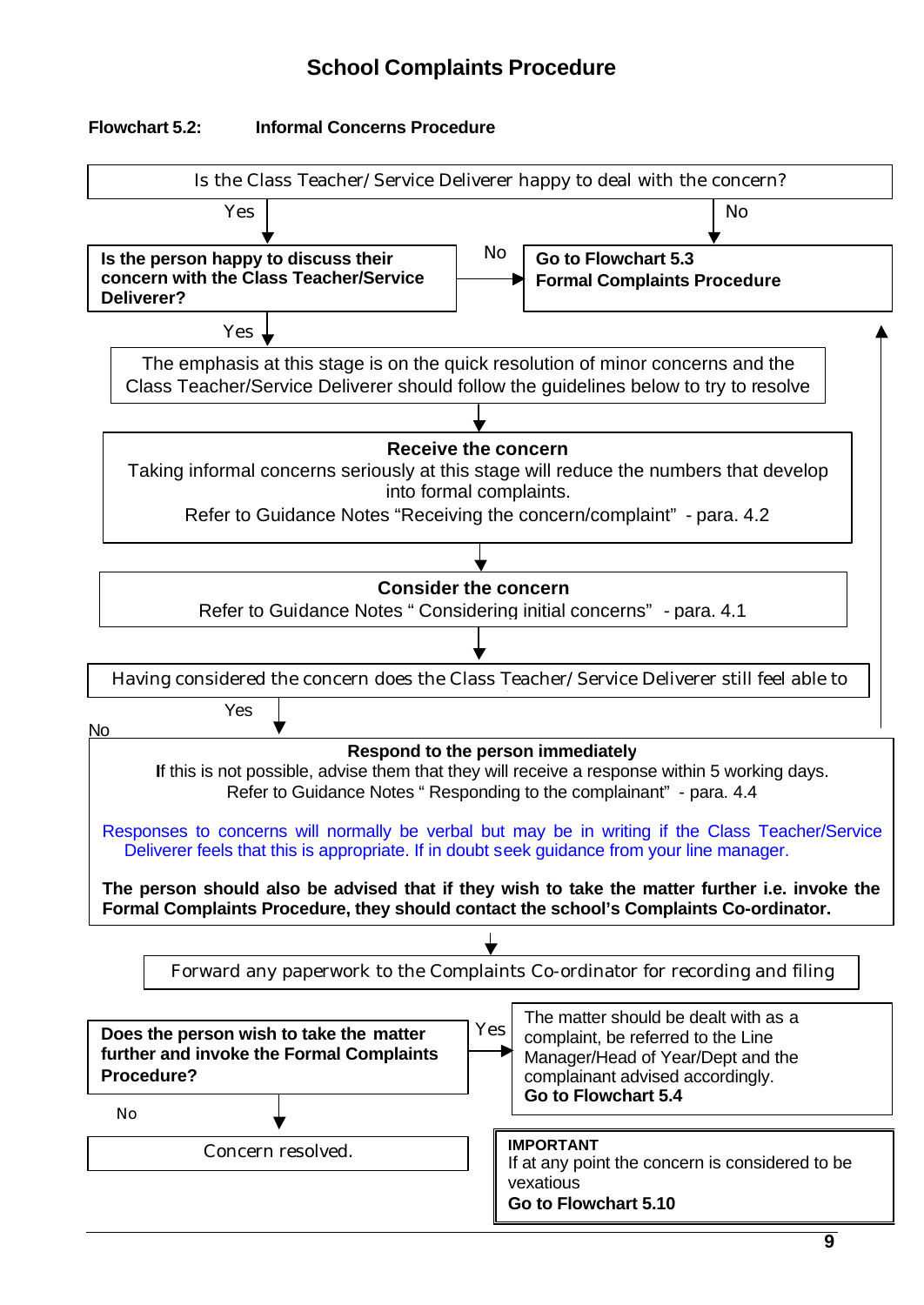# School Complaints Procedure

**Flowchart 5.2: Informal Concerns Procedure**

Is the Class Teacher/ Service Deliverer happy to deal with the concern?

Yes

No

**Is the person happy to discuss their concern with the Class Teacher/Service Deliverer?**

No

**Go to Flowchart 5.3**
**Formal Complaints Procedure**

Yes

The emphasis at this stage is on the quick resolution of minor concerns and the Class Teacher/Service Deliverer should follow the guidelines below to try to resolve

**Receive the concern**
Taking informal concerns seriously at this stage will reduce the numbers that develop into formal complaints.
Refer to Guidance Notes "Receiving the concern/complaint" - para. 4.2

**Consider the concern**
Refer to Guidance Notes " Considering initial concerns" - para. 4.1

Having considered the concern does the Class Teacher/ Service Deliverer still feel able to

Yes

No

**Respond to the person immediately**
**I**f this is not possible, advise them that they will receive a response within 5 working days.
Refer to Guidance Notes " Responding to the complainant" - para. 4.4

Responses to concerns will normally be verbal but may be in writing if the Class Teacher/Service Deliverer feels that this is appropriate. If in doubt seek guidance from your line manager.

**The person should also be advised that if they wish to take the matter further i.e. invoke the Formal Complaints Procedure, they should contact the school's Complaints Co-ordinator.**

Forward any paperwork to the Complaints Co-ordinator for recording and filing

**Does the person wish to take the matter further and invoke the Formal Complaints Procedure?**

Yes

The matter should be dealt with as a complaint, be referred to the Line Manager/Head of Year/Dept and the complainant advised accordingly.
**Go to Flowchart 5.4**

No

Concern resolved.

**IMPORTANT**
If at any point the concern is considered to be vexatious
**Go to Flowchart 5.10**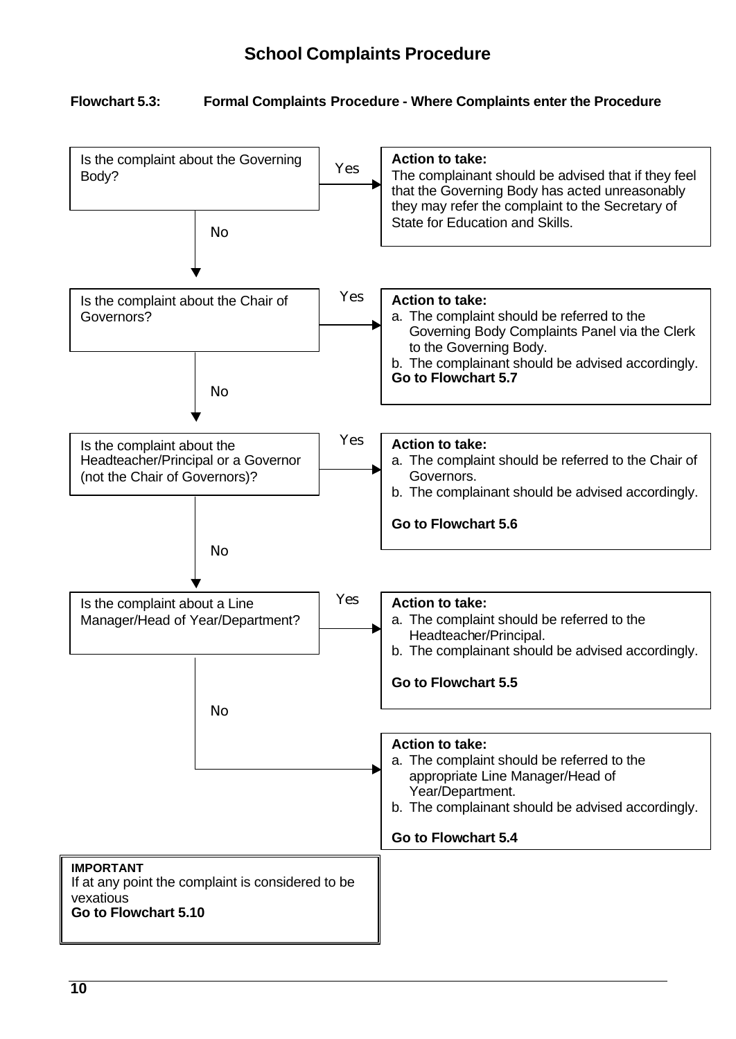# School Complaints Procedure

**Flowchart 5.3: Formal Complaints Procedure - Where Complaints enter the Procedure**

Is the complaint about the Governing Body?

**Yes →**

**Action to take:**
The complainant should be advised that if they feel that the Governing Body has acted unreasonably they may refer the complaint to the Secretary of State for Education and Skills.

**No ↓**

Is the complaint about the Chair of Governors?

**Yes →**

**Action to take:**
a. The complaint should be referred to the Governing Body Complaints Panel via the Clerk to the Governing Body.
b. The complainant should be advised accordingly.
**Go to Flowchart 5.7**

**No ↓**

Is the complaint about the Headteacher/Principal or a Governor (not the Chair of Governors)?

**Yes →**

**Action to take:**
a. The complaint should be referred to the Chair of Governors.
b. The complainant should be advised accordingly.

**Go to Flowchart 5.6**

**No ↓**

Is the complaint about a Line Manager/Head of Year/Department?

**Yes →**

**Action to take:**
a. The complaint should be referred to the Headteacher/Principal.
b. The complainant should be advised accordingly.

**Go to Flowchart 5.5**

**No →**

**Action to take:**
a. The complaint should be referred to the appropriate Line Manager/Head of Year/Department.
b. The complainant should be advised accordingly.

**Go to Flowchart 5.4**

**IMPORTANT**
If at any point the complaint is considered to be vexatious
**Go to Flowchart 5.10**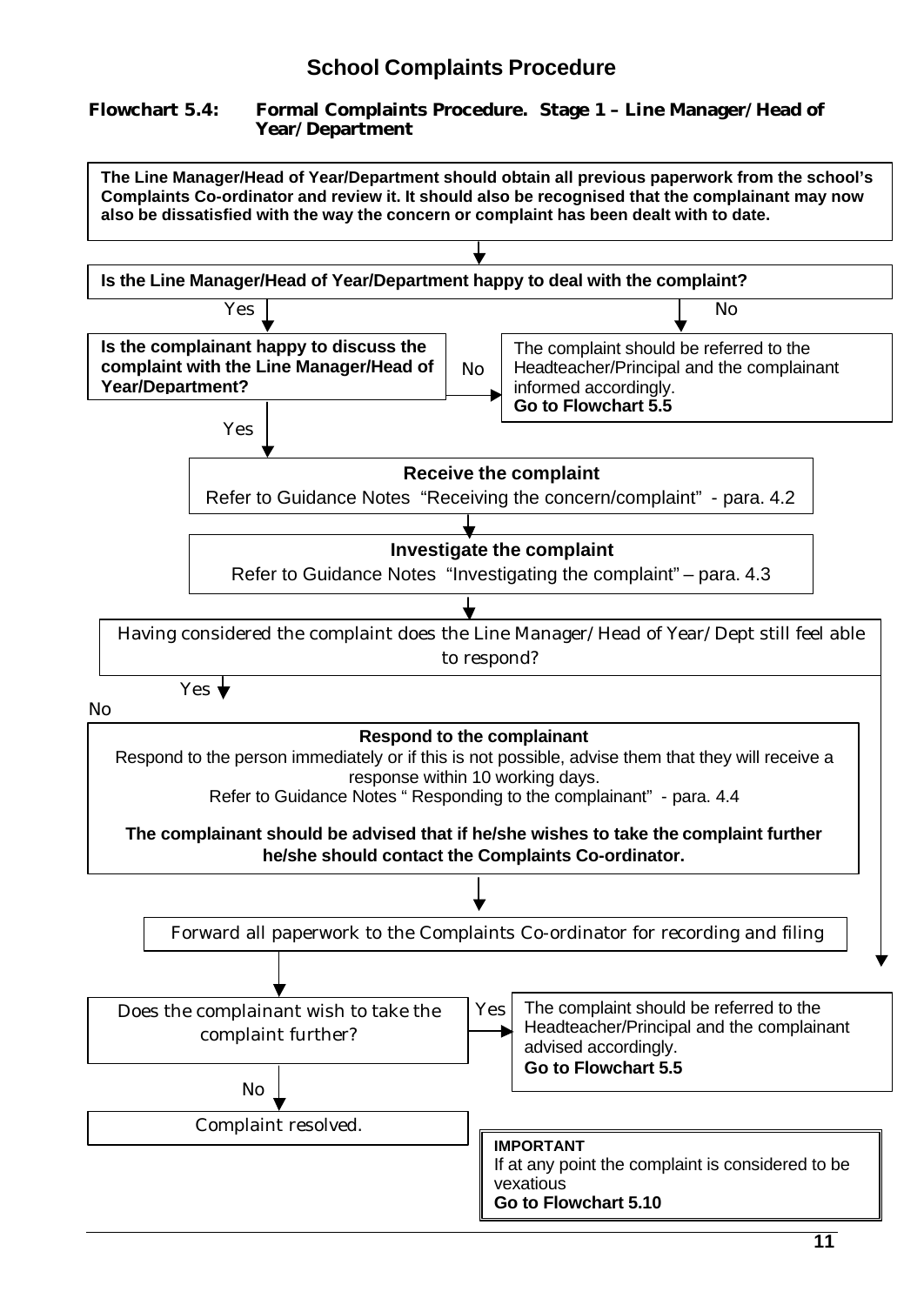# School Complaints Procedure

**Flowchart 5.4: Formal Complaints Procedure. Stage 1 – Line Manager/Head of Year/Department**

**The Line Manager/Head of Year/Department should obtain all previous paperwork from the school's Complaints Co-ordinator and review it. It should also be recognised that the complainant may now also be dissatisfied with the way the concern or complaint has been dealt with to date.**

↓

**Is the Line Manager/Head of Year/Department happy to deal with the complaint?**

- **No** → The complaint should be referred to the Headteacher/Principal and the complainant informed accordingly. **Go to Flowchart 5.5**
- **Yes** ↓

**Is the complainant happy to discuss the complaint with the Line Manager/Head of Year/Department?**

- **No** → The complaint should be referred to the Headteacher/Principal and the complainant informed accordingly. **Go to Flowchart 5.5**
- **Yes** ↓

**Receive the complaint**
Refer to Guidance Notes "Receiving the concern/complaint" - para. 4.2

↓

**Investigate the complaint**
Refer to Guidance Notes "Investigating the complaint" – para. 4.3

↓

Having considered the complaint does the Line Manager/Head of Year/Dept still feel able to respond?

- **No** → The complaint should be referred to the Headteacher/Principal and the complainant advised accordingly. **Go to Flowchart 5.5**
- **Yes** ↓

**Respond to the complainant**
Respond to the person immediately or if this is not possible, advise them that they will receive a response within 10 working days.
Refer to Guidance Notes " Responding to the complainant" - para. 4.4

**The complainant should be advised that if he/she wishes to take the complaint further he/she should contact the Complaints Co-ordinator.**

↓

Forward all paperwork to the Complaints Co-ordinator for recording and filing

↓

Does the complainant wish to take the complaint further?

- **Yes** → The complaint should be referred to the Headteacher/Principal and the complainant advised accordingly. **Go to Flowchart 5.5**
- **No** ↓

Complaint resolved.

> **IMPORTANT**
> If at any point the complaint is considered to be vexatious
> **Go to Flowchart 5.10**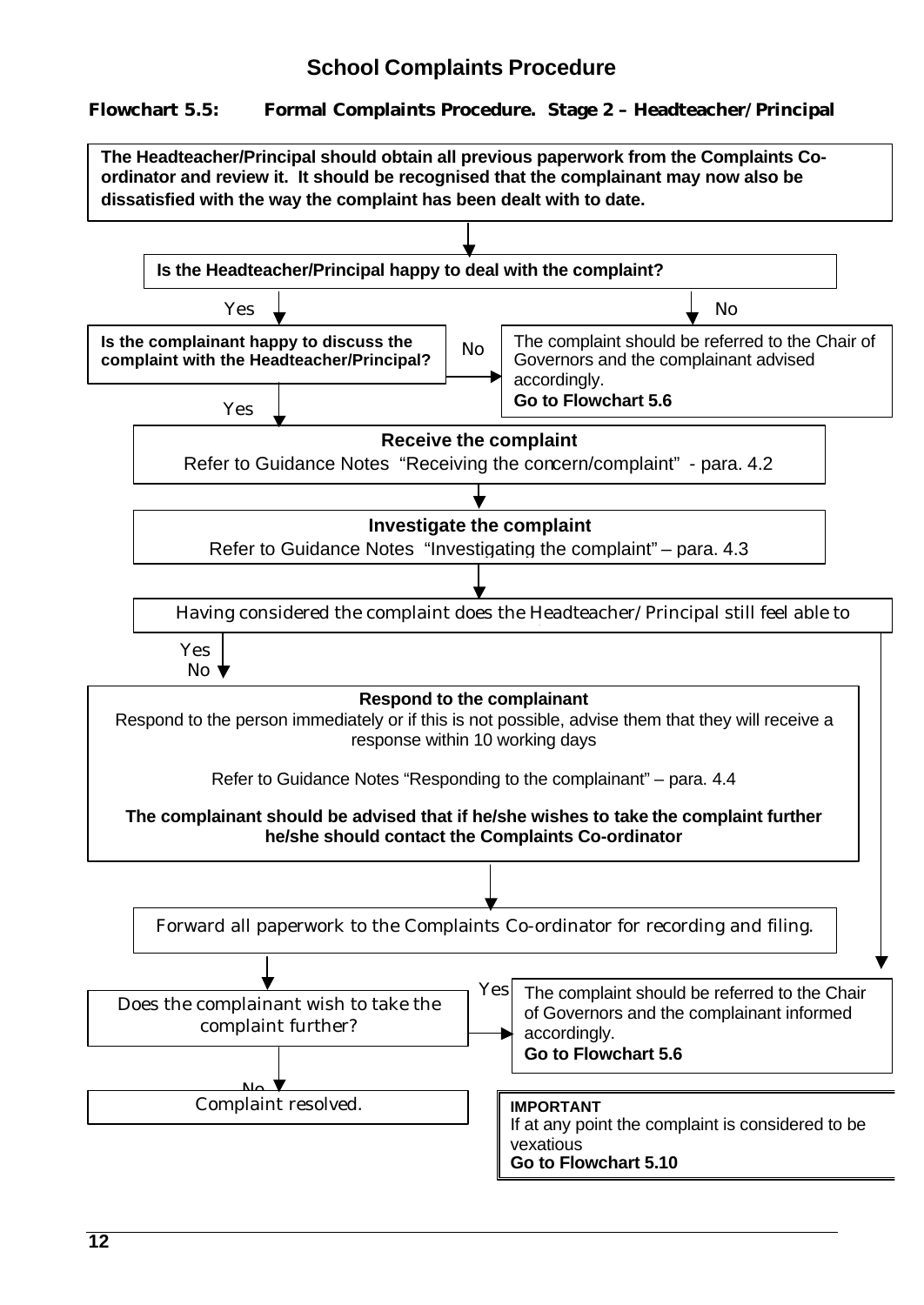# School Complaints Procedure

**Flowchart 5.5: Formal Complaints Procedure. Stage 2 – Headteacher/Principal**

**The Headteacher/Principal should obtain all previous paperwork from the Complaints Co-ordinator and review it. It should be recognised that the complainant may now also be dissatisfied with the way the complaint has been dealt with to date.**

↓

**Is the Headteacher/Principal happy to deal with the complaint?**

- **No** → The complaint should be referred to the Chair of Governors and the complainant advised accordingly. **Go to Flowchart 5.6**
- **Yes** → **Is the complainant happy to discuss the complaint with the Headteacher/Principal?**
  - **No** → The complaint should be referred to the Chair of Governors and the complainant advised accordingly. **Go to Flowchart 5.6**
  - **Yes** ↓

**Receive the complaint**
Refer to Guidance Notes "Receiving the concern/complaint" - para. 4.2

↓

**Investigate the complaint**
Refer to Guidance Notes "Investigating the complaint" – para. 4.3

↓

Having considered the complaint does the Headteacher/Principal still feel able to

- **No** → The complaint should be referred to the Chair of Governors and the complainant informed accordingly. **Go to Flowchart 5.6**
- **Yes** ↓

**Respond to the complainant**
Respond to the person immediately or if this is not possible, advise them that they will receive a response within 10 working days

Refer to Guidance Notes "Responding to the complainant" – para. 4.4

**The complainant should be advised that if he/she wishes to take the complaint further he/she should contact the Complaints Co-ordinator**

↓

Forward all paperwork to the Complaints Co-ordinator for recording and filing.

↓

Does the complainant wish to take the complaint further?

- **Yes** → The complaint should be referred to the Chair of Governors and the complainant informed accordingly. **Go to Flowchart 5.6**
- **No** → Complaint resolved.

**IMPORTANT**
If at any point the complaint is considered to be vexatious
**Go to Flowchart 5.10**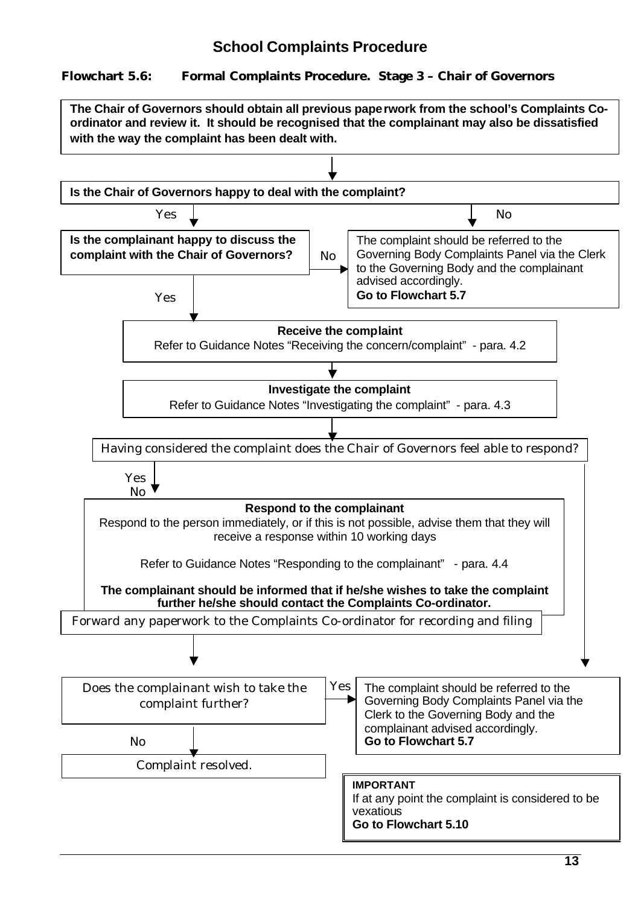# School Complaints Procedure

**Flowchart 5.6: Formal Complaints Procedure. Stage 3 – Chair of Governors**

**The Chair of Governors should obtain all previous paperwork from the school's Complaints Co-ordinator and review it. It should be recognised that the complainant may also be dissatisfied with the way the complaint has been dealt with.**

↓

**Is the Chair of Governors happy to deal with the complaint?**

- **Yes** → **Is the complainant happy to discuss the complaint with the Chair of Governors?**
  - **No** → The complaint should be referred to the Governing Body Complaints Panel via the Clerk to the Governing Body and the complainant advised accordingly. **Go to Flowchart 5.7**
  - **Yes** → continue below
- **No** → The complaint should be referred to the Governing Body Complaints Panel via the Clerk to the Governing Body and the complainant advised accordingly. **Go to Flowchart 5.7**

↓

**Receive the complaint**

Refer to Guidance Notes "Receiving the concern/complaint" - para. 4.2

↓

**Investigate the complaint**

Refer to Guidance Notes "Investigating the complaint" - para. 4.3

↓

Having considered the complaint does the Chair of Governors feel able to respond?

- **Yes** → continue below
- **No** → The complaint should be referred to the Governing Body Complaints Panel via the Clerk to the Governing Body and the complainant advised accordingly. **Go to Flowchart 5.7**

**Respond to the complainant**

Respond to the person immediately, or if this is not possible, advise them that they will receive a response within 10 working days

Refer to Guidance Notes "Responding to the complainant" - para. 4.4

**The complainant should be informed that if he/she wishes to take the complaint further he/she should contact the Complaints Co-ordinator.**

Forward any paperwork to the Complaints Co-ordinator for recording and filing

↓

Does the complainant wish to take the complaint further?

- **Yes** → The complaint should be referred to the Governing Body Complaints Panel via the Clerk to the Governing Body and the complainant advised accordingly. **Go to Flowchart 5.7**
- **No** → Complaint resolved.

**IMPORTANT**
If at any point the complaint is considered to be vexatious
**Go to Flowchart 5.10**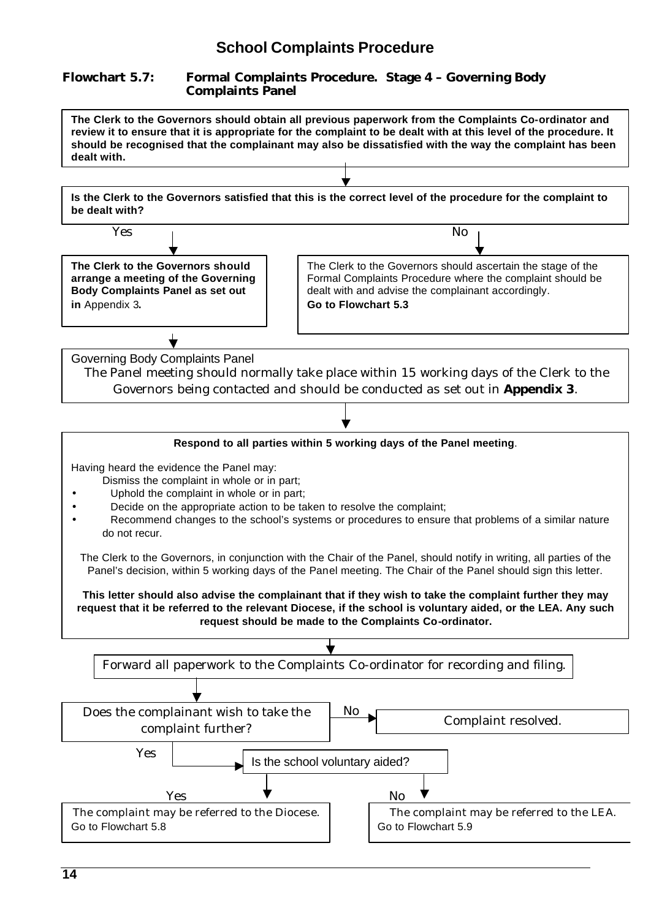## School Complaints Procedure

### Flowchart 5.7: Formal Complaints Procedure. Stage 4 – Governing Body Complaints Panel

**The Clerk to the Governors should obtain all previous paperwork from the Complaints Co-ordinator and review it to ensure that it is appropriate for the complaint to be dealt with at this level of the procedure. It should be recognised that the complainant may also be dissatisfied with the way the complaint has been dealt with.**

↓

**Is the Clerk to the Governors satisfied that this is the correct level of the procedure for the complaint to be dealt with?**

**Yes** ↓

**The Clerk to the Governors should arrange a meeting of the Governing Body Complaints Panel as set out in** Appendix 3**.**

**No** ↓

The Clerk to the Governors should ascertain the stage of the Formal Complaints Procedure where the complaint should be dealt with and advise the complainant accordingly.
**Go to Flowchart 5.3**

↓

Governing Body Complaints Panel
The Panel meeting should normally take place within 15 working days of the Clerk to the Governors being contacted and should be conducted as set out in **Appendix 3**.

↓

**Respond to all parties within 5 working days of the Panel meeting**.

Having heard the evidence the Panel may:

- Dismiss the complaint in whole or in part;
- Uphold the complaint in whole or in part;
- Decide on the appropriate action to be taken to resolve the complaint;
- Recommend changes to the school's systems or procedures to ensure that problems of a similar nature do not recur.

The Clerk to the Governors, in conjunction with the Chair of the Panel, should notify in writing, all parties of the Panel's decision, within 5 working days of the Panel meeting. The Chair of the Panel should sign this letter.

**This letter should also advise the complainant that if they wish to take the complaint further they may request that it be referred to the relevant Diocese, if the school is voluntary aided, or the LEA. Any such request should be made to the Complaints Co-ordinator.**

↓

Forward all paperwork to the Complaints Co-ordinator for recording and filing.

↓

Does the complainant wish to take the complaint further?

**No** → Complaint resolved.

**Yes** → Is the school voluntary aided?

- **Yes** ↓ The complaint may be referred to the Diocese. Go to Flowchart 5.8
- **No** ↓ The complaint may be referred to the LEA. Go to Flowchart 5.9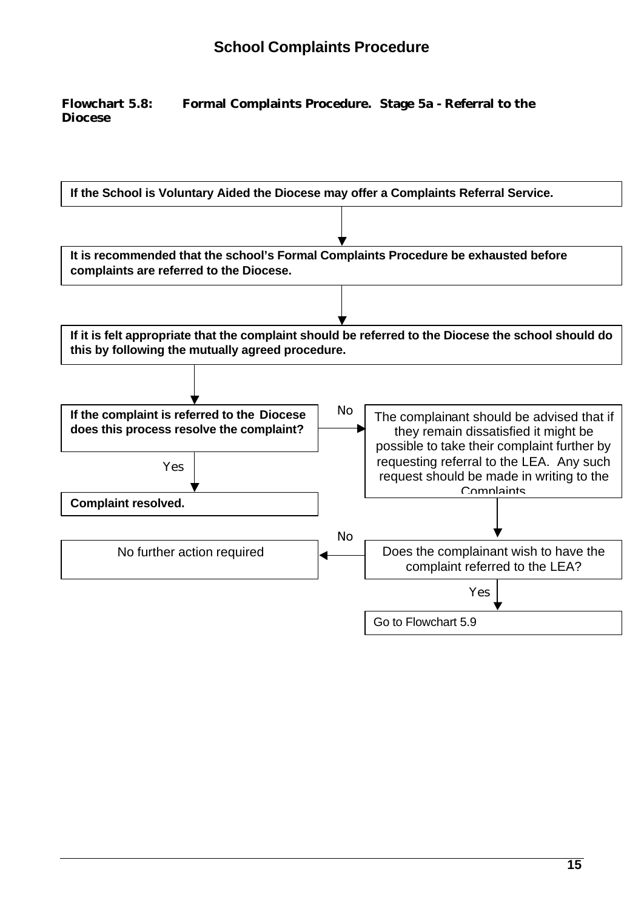# School Complaints Procedure

**Flowchart 5.8: Formal Complaints Procedure. Stage 5a - Referral to the Diocese**

**If the School is Voluntary Aided the Diocese may offer a Complaints Referral Service.**

↓

**It is recommended that the school's Formal Complaints Procedure be exhausted before complaints are referred to the Diocese.**

↓

**If it is felt appropriate that the complaint should be referred to the Diocese the school should do this by following the mutually agreed procedure.**

↓

**If the complaint is referred to the Diocese does this process resolve the complaint?**

- Yes → **Complaint resolved.**
- No → The complainant should be advised that if they remain dissatisfied it might be possible to take their complaint further by requesting referral to the LEA. Any such request should be made in writing to the Complaints

↓

Does the complainant wish to have the complaint referred to the LEA?

- No → No further action required
- Yes → Go to Flowchart 5.9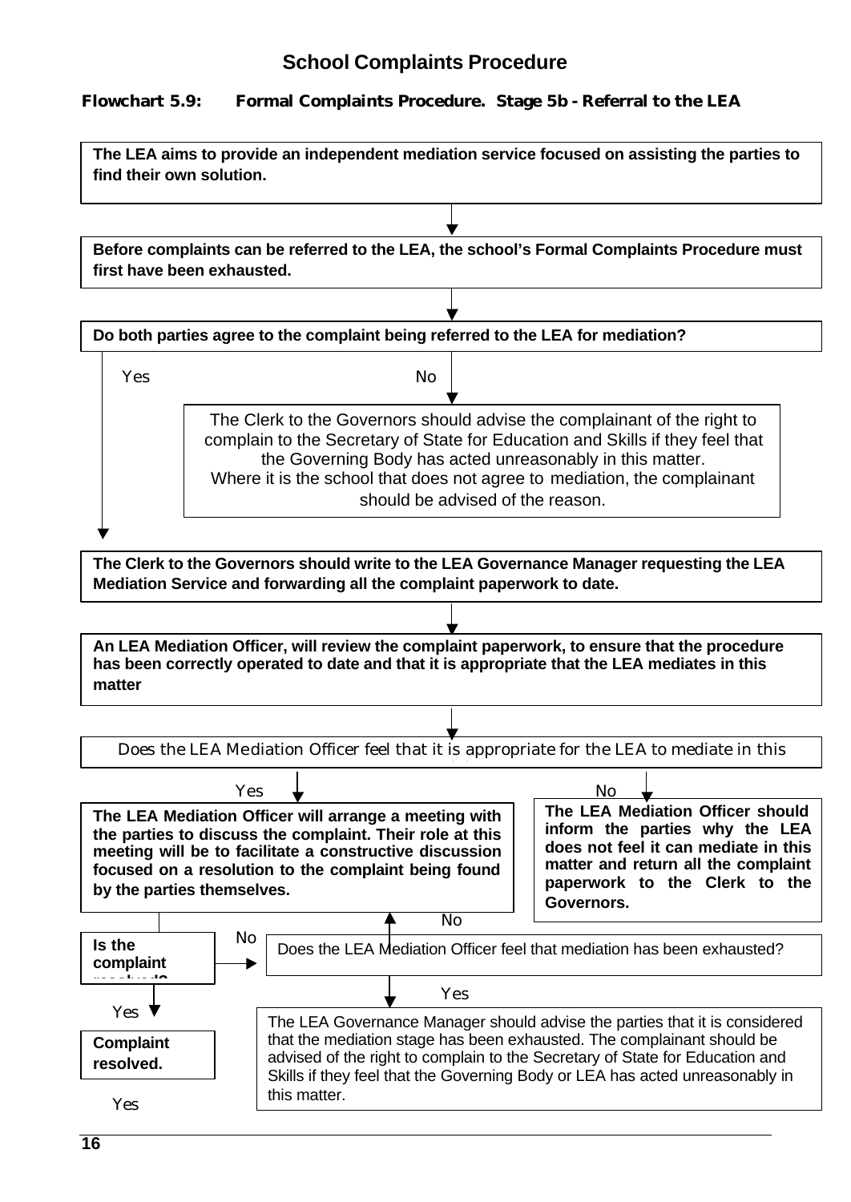## School Complaints Procedure

**Flowchart 5.9: Formal Complaints Procedure. Stage 5b - Referral to the LEA**

**The LEA aims to provide an independent mediation service focused on assisting the parties to find their own solution.**

↓

**Before complaints can be referred to the LEA, the school's Formal Complaints Procedure must first have been exhausted.**

↓

**Do both parties agree to the complaint being referred to the LEA for mediation?**

- **No** → The Clerk to the Governors should advise the complainant of the right to complain to the Secretary of State for Education and Skills if they feel that the Governing Body has acted unreasonably in this matter. Where it is the school that does not agree to mediation, the complainant should be advised of the reason.
- **Yes** ↓

**The Clerk to the Governors should write to the LEA Governance Manager requesting the LEA Mediation Service and forwarding all the complaint paperwork to date.**

↓

**An LEA Mediation Officer, will review the complaint paperwork, to ensure that the procedure has been correctly operated to date and that it is appropriate that the LEA mediates in this matter**

↓

Does the LEA Mediation Officer feel that it is appropriate for the LEA to mediate in this

- **No** → **The LEA Mediation Officer should inform the parties why the LEA does not feel it can mediate in this matter and return all the complaint paperwork to the Clerk to the Governors.**
- **Yes** → **The LEA Mediation Officer will arrange a meeting with the parties to discuss the complaint. Their role at this meeting will be to facilitate a constructive discussion focused on a resolution to the complaint being found by the parties themselves.**

↓

**Is the complaint resolved?**

- **Yes** → **Complaint resolved.**
- **No** → Does the LEA Mediation Officer feel that mediation has been exhausted?
  - **No** → (return to the mediation meeting)
  - **Yes** → The LEA Governance Manager should advise the parties that it is considered that the mediation stage has been exhausted. The complainant should be advised of the right to complain to the Secretary of State for Education and Skills if they feel that the Governing Body or LEA has acted unreasonably in this matter.

Yes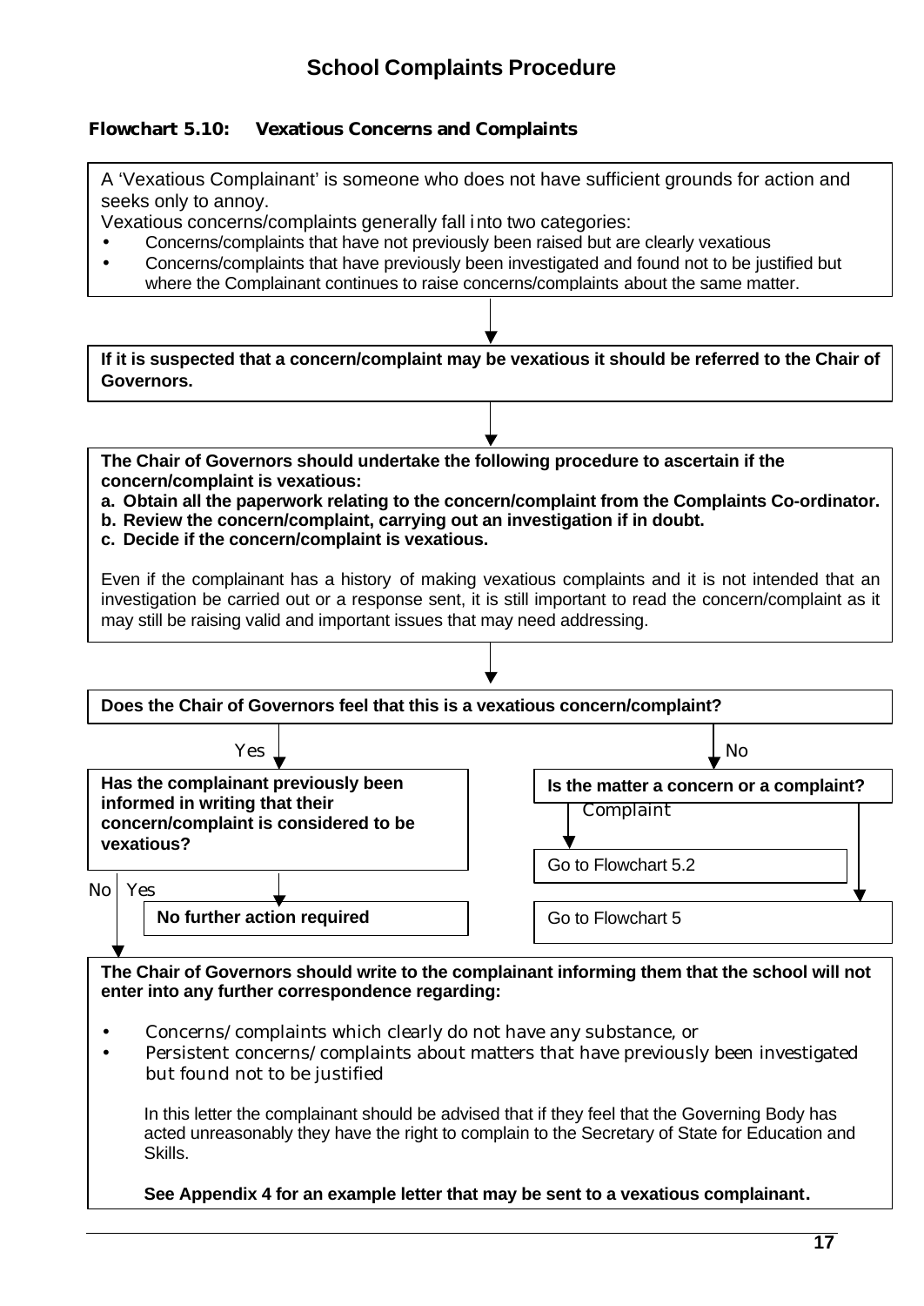# School Complaints Procedure

**Flowchart 5.10: Vexatious Concerns and Complaints**

A 'Vexatious Complainant' is someone who does not have sufficient grounds for action and seeks only to annoy.

Vexatious concerns/complaints generally fall into two categories:

- Concerns/complaints that have not previously been raised but are clearly vexatious
- Concerns/complaints that have previously been investigated and found not to be justified but where the Complainant continues to raise concerns/complaints about the same matter.

↓

**If it is suspected that a concern/complaint may be vexatious it should be referred to the Chair of Governors.**

↓

**The Chair of Governors should undertake the following procedure to ascertain if the concern/complaint is vexatious:**

**a. Obtain all the paperwork relating to the concern/complaint from the Complaints Co-ordinator.**
**b. Review the concern/complaint, carrying out an investigation if in doubt.**
**c. Decide if the concern/complaint is vexatious.**

Even if the complainant has a history of making vexatious complaints and it is not intended that an investigation be carried out or a response sent, it is still important to read the concern/complaint as it may still be raising valid and important issues that may need addressing.

↓

**Does the Chair of Governors feel that this is a vexatious concern/complaint?**

- **Yes** → **Has the complainant previously been informed in writing that their concern/complaint is considered to be vexatious?**
  - **Yes** → **No further action required**
  - **No** → see below
- **No** → **Is the matter a concern or a complaint?**
  - **Complaint** → Go to Flowchart 5.2
  - **Concern** → Go to Flowchart 5

**The Chair of Governors should write to the complainant informing them that the school will not enter into any further correspondence regarding:**

- Concerns/complaints which clearly do not have any substance, or
- Persistent concerns/complaints about matters that have previously been investigated but found not to be justified

In this letter the complainant should be advised that if they feel that the Governing Body has acted unreasonably they have the right to complain to the Secretary of State for Education and Skills.

**See Appendix 4 for an example letter that may be sent to a vexatious complainant.**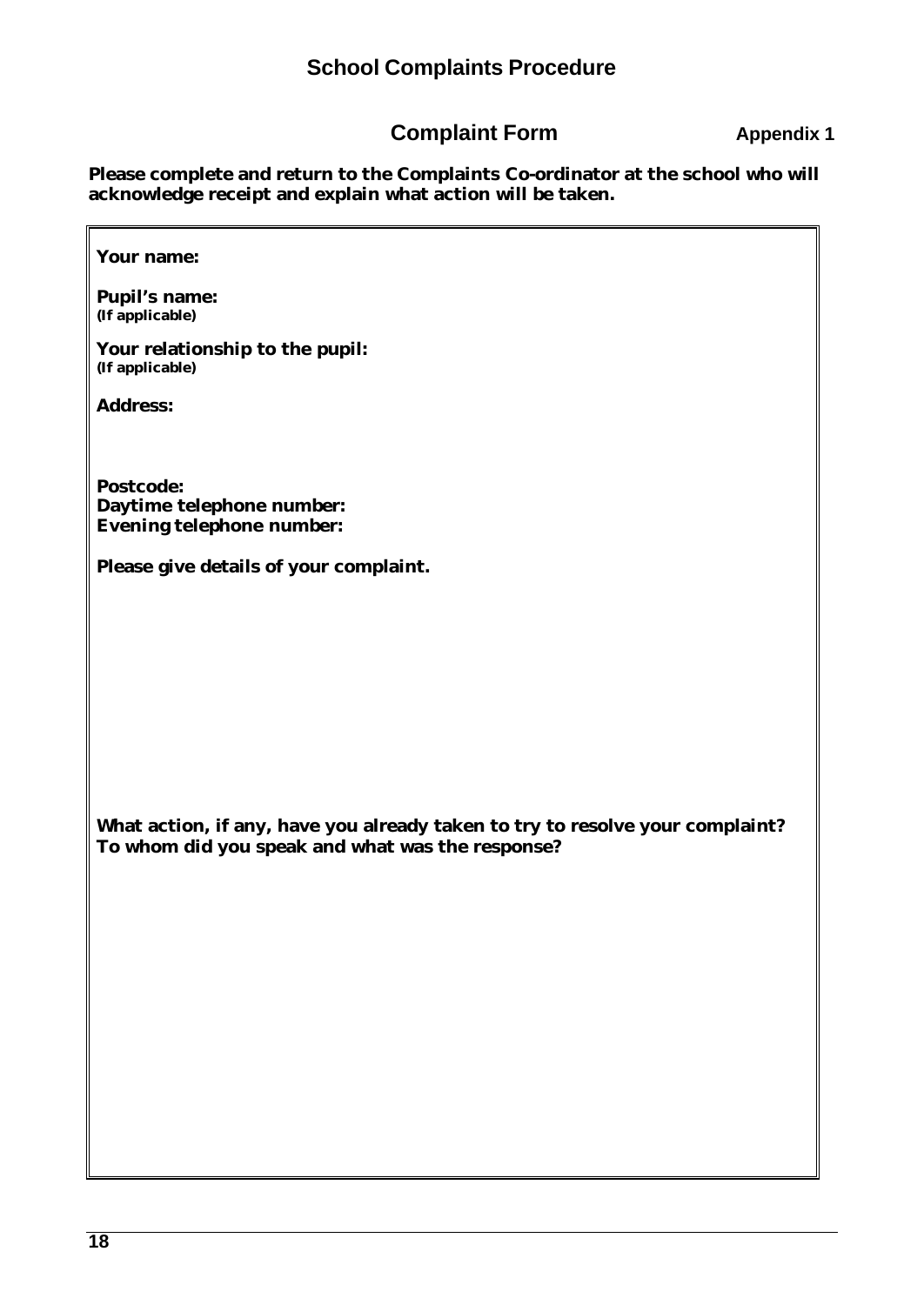# School Complaints Procedure

## Complaint Form

**Appendix 1**

**Please complete and return to the Complaints Co-ordinator at the school who will acknowledge receipt and explain what action will be taken.**

**Your name:**

**Pupil's name:**
**(If applicable)**

**Your relationship to the pupil:**
**(If applicable)**

**Address:**

**Postcode:**
**Daytime telephone number:**
**Evening telephone number:**

**Please give details of your complaint.**

**What action, if any, have you already taken to try to resolve your complaint? To whom did you speak and what was the response?**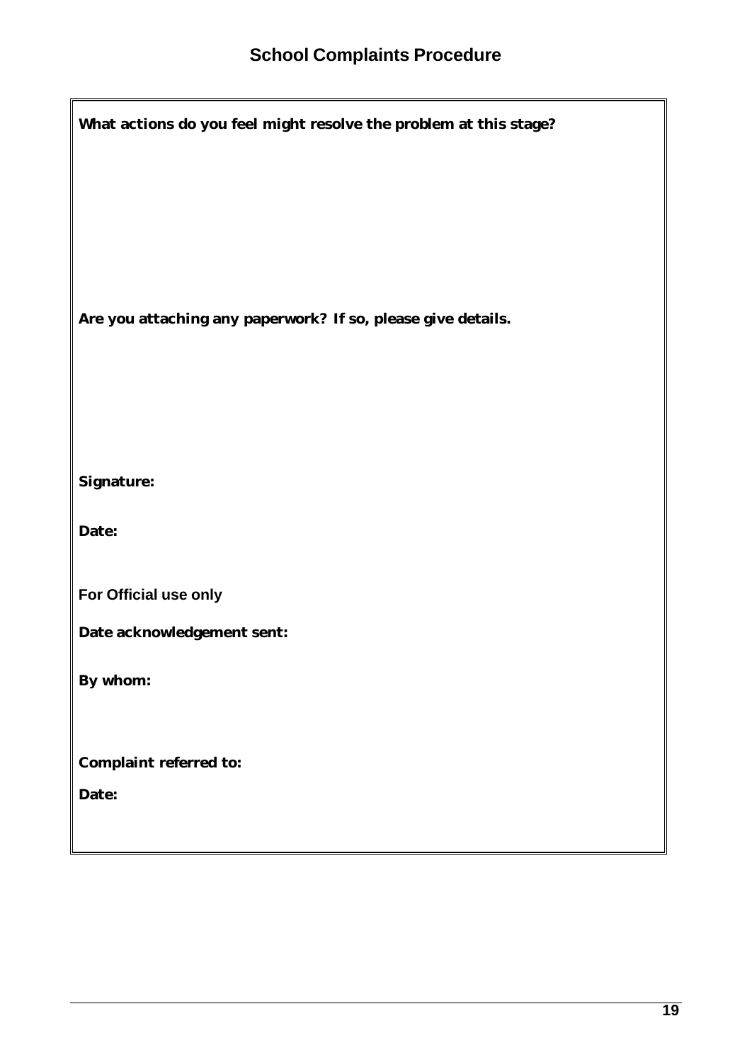# School Complaints Procedure

**What actions do you feel might resolve the problem at this stage?**

**Are you attaching any paperwork? If so, please give details.**

**Signature:**

**Date:**

**For Official use only**

**Date acknowledgement sent:**

**By whom:**

**Complaint referred to:**

**Date:**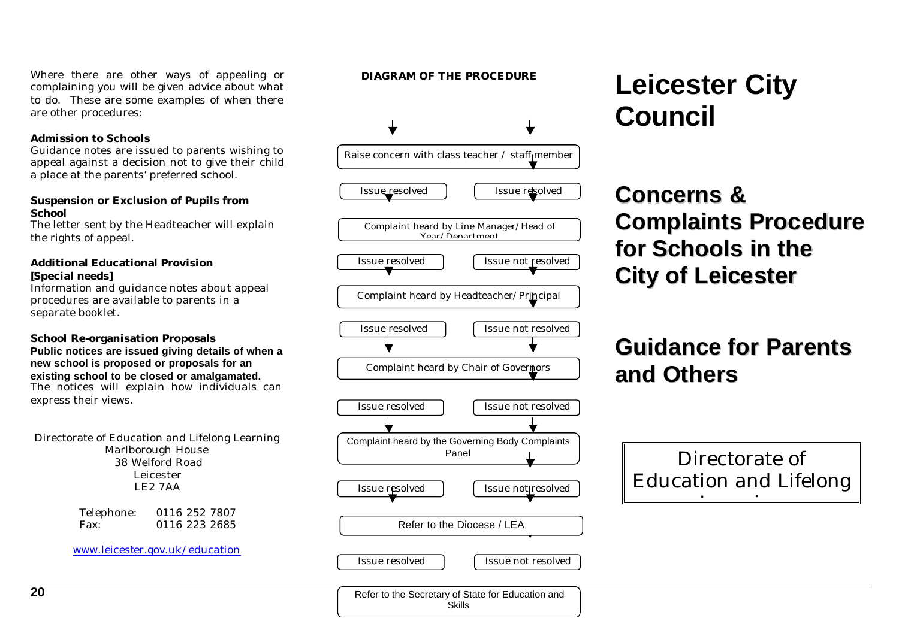Where there are other ways of appealing or complaining you will be given advice about what to do. These are some examples of when there are other procedures:

**Admission to Schools**
Guidance notes are issued to parents wishing to appeal against a decision not to give their child a place at the parents' preferred school.

**Suspension or Exclusion of Pupils from School**
The letter sent by the Headteacher will explain the rights of appeal.

**Additional Educational Provision [Special needs]**
Information and guidance notes about appeal procedures are available to parents in a separate booklet.

**School Re-organisation Proposals**
**Public notices are issued giving details of when a new school is proposed or proposals for an existing school to be closed or amalgamated.**
The notices will explain how individuals can express their views.

Directorate of Education and Lifelong Learning
Marlborough House
38 Welford Road
Leicester
LE2 7AA

Telephone: 0116 252 7807
Fax: 0116 223 2685

www.leicester.gov.uk/education

**DIAGRAM OF THE PROCEDURE**

- Raise concern with class teacher / staff member
  - Issue resolved | Issue resolved
- Complaint heard by Line Manager/Head of Year/Department
  - Issue resolved | Issue not resolved
- Complaint heard by Headteacher/Principal
  - Issue resolved | Issue not resolved
- Complaint heard by Chair of Governors
  - Issue resolved | Issue not resolved
- Complaint heard by the Governing Body Complaints Panel
  - Issue resolved | Issue not resolved
- Refer to the Diocese / LEA
  - Issue resolved | Issue not resolved
- Refer to the Secretary of State for Education and Skills

# Leicester City Council

## Concerns & Complaints Procedure for Schools in the City of Leicester

## Guidance for Parents and Others

Directorate of Education and Lifelong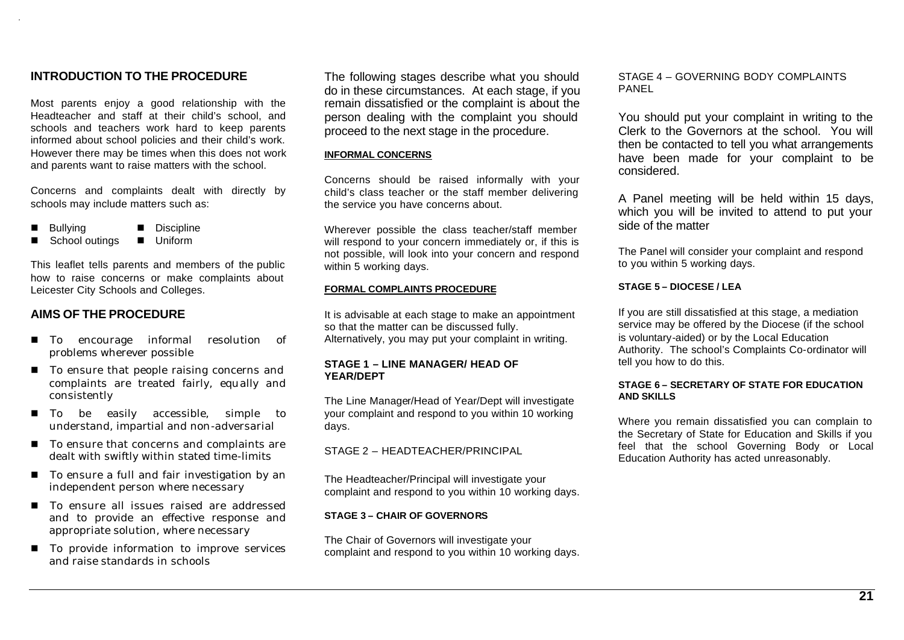## INTRODUCTION TO THE PROCEDURE

Most parents enjoy a good relationship with the Headteacher and staff at their child's school, and schools and teachers work hard to keep parents informed about school policies and their child's work. However there may be times when this does not work and parents want to raise matters with the school.

Concerns and complaints dealt with directly by schools may include matters such as:

- Bullying
- Discipline
- School outings
- Uniform

This leaflet tells parents and members of the public how to raise concerns or make complaints about Leicester City Schools and Colleges.

## AIMS OF THE PROCEDURE

- To encourage informal resolution of problems wherever possible
- To ensure that people raising concerns and complaints are treated fairly, equally and consistently
- To be easily accessible, simple to understand, impartial and non-adversarial
- To ensure that concerns and complaints are dealt with swiftly within stated time-limits
- To ensure a full and fair investigation by an independent person where necessary
- To ensure all issues raised are addressed and to provide an effective response and appropriate solution, where necessary
- To provide information to improve services and raise standards in schools

The following stages describe what you should do in these circumstances. At each stage, if you remain dissatisfied or the complaint is about the person dealing with the complaint you should proceed to the next stage in the procedure.

#### INFORMAL CONCERNS

Concerns should be raised informally with your child's class teacher or the staff member delivering the service you have concerns about.

Wherever possible the class teacher/staff member will respond to your concern immediately or, if this is not possible, will look into your concern and respond within 5 working days.

#### FORMAL COMPLAINTS PROCEDURE

It is advisable at each stage to make an appointment so that the matter can be discussed fully. Alternatively, you may put your complaint in writing.

#### STAGE 1 – LINE MANAGER/ HEAD OF YEAR/DEPT

The Line Manager/Head of Year/Dept will investigate your complaint and respond to you within 10 working days.

#### STAGE 2 – HEADTEACHER/PRINCIPAL

The Headteacher/Principal will investigate your complaint and respond to you within 10 working days.

#### STAGE 3 – CHAIR OF GOVERNORS

The Chair of Governors will investigate your complaint and respond to you within 10 working days.

#### STAGE 4 – GOVERNING BODY COMPLAINTS PANEL

You should put your complaint in writing to the Clerk to the Governors at the school. You will then be contacted to tell you what arrangements have been made for your complaint to be considered.

A Panel meeting will be held within 15 days, which you will be invited to attend to put your side of the matter

The Panel will consider your complaint and respond to you within 5 working days.

#### STAGE 5 – DIOCESE / LEA

If you are still dissatisfied at this stage, a mediation service may be offered by the Diocese (if the school is voluntary-aided) or by the Local Education Authority. The school's Complaints Co-ordinator will tell you how to do this.

#### STAGE 6 – SECRETARY OF STATE FOR EDUCATION AND SKILLS

Where you remain dissatisfied you can complain to the Secretary of State for Education and Skills if you feel that the school Governing Body or Local Education Authority has acted unreasonably.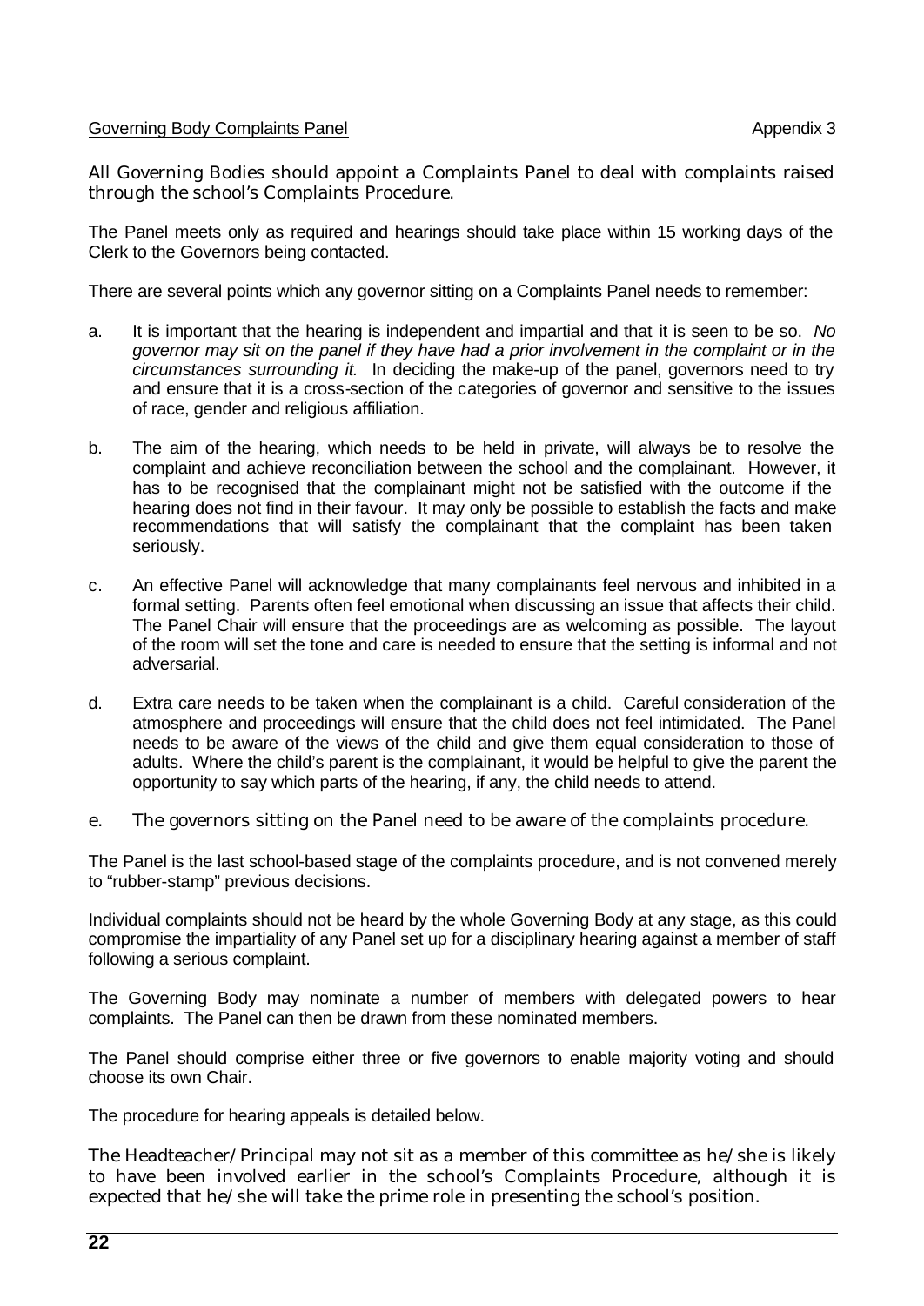## Governing Body Complaints Panel

Appendix 3

All Governing Bodies should appoint a Complaints Panel to deal with complaints raised through the school's Complaints Procedure.

The Panel meets only as required and hearings should take place within 15 working days of the Clerk to the Governors being contacted.

There are several points which any governor sitting on a Complaints Panel needs to remember:

a. It is important that the hearing is independent and impartial and that it is seen to be so. *No governor may sit on the panel if they have had a prior involvement in the complaint or in the circumstances surrounding it.* In deciding the make-up of the panel, governors need to try and ensure that it is a cross-section of the categories of governor and sensitive to the issues of race, gender and religious affiliation.

b. The aim of the hearing, which needs to be held in private, will always be to resolve the complaint and achieve reconciliation between the school and the complainant. However, it has to be recognised that the complainant might not be satisfied with the outcome if the hearing does not find in their favour. It may only be possible to establish the facts and make recommendations that will satisfy the complainant that the complaint has been taken seriously.

c. An effective Panel will acknowledge that many complainants feel nervous and inhibited in a formal setting. Parents often feel emotional when discussing an issue that affects their child. The Panel Chair will ensure that the proceedings are as welcoming as possible. The layout of the room will set the tone and care is needed to ensure that the setting is informal and not adversarial.

d. Extra care needs to be taken when the complainant is a child. Careful consideration of the atmosphere and proceedings will ensure that the child does not feel intimidated. The Panel needs to be aware of the views of the child and give them equal consideration to those of adults. Where the child's parent is the complainant, it would be helpful to give the parent the opportunity to say which parts of the hearing, if any, the child needs to attend.

e. The governors sitting on the Panel need to be aware of the complaints procedure.

The Panel is the last school-based stage of the complaints procedure, and is not convened merely to "rubber-stamp" previous decisions.

Individual complaints should not be heard by the whole Governing Body at any stage, as this could compromise the impartiality of any Panel set up for a disciplinary hearing against a member of staff following a serious complaint.

The Governing Body may nominate a number of members with delegated powers to hear complaints. The Panel can then be drawn from these nominated members.

The Panel should comprise either three or five governors to enable majority voting and should choose its own Chair.

The procedure for hearing appeals is detailed below.

The Headteacher/Principal may not sit as a member of this committee as he/she is likely to have been involved earlier in the school's Complaints Procedure, although it is expected that he/she will take the prime role in presenting the school's position.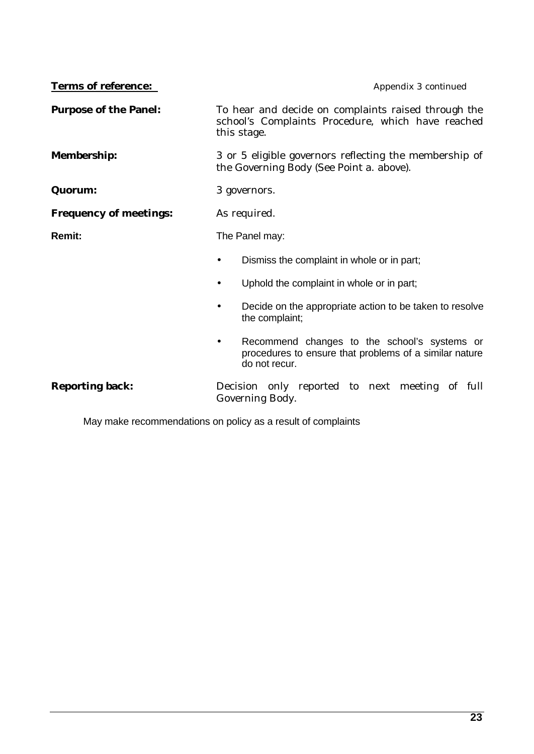**Terms of reference:** Appendix 3 continued

**Purpose of the Panel:** To hear and decide on complaints raised through the school's Complaints Procedure, which have reached this stage.

**Membership:** 3 or 5 eligible governors reflecting the membership of the Governing Body (See Point a. above).

**Quorum:** 3 governors.

**Frequency of meetings:** As required.

**Remit:** The Panel may:

- Dismiss the complaint in whole or in part;
- Uphold the complaint in whole or in part;
- Decide on the appropriate action to be taken to resolve the complaint;
- Recommend changes to the school's systems or procedures to ensure that problems of a similar nature do not recur.

**Reporting back:** Decision only reported to next meeting of full Governing Body.

May make recommendations on policy as a result of complaints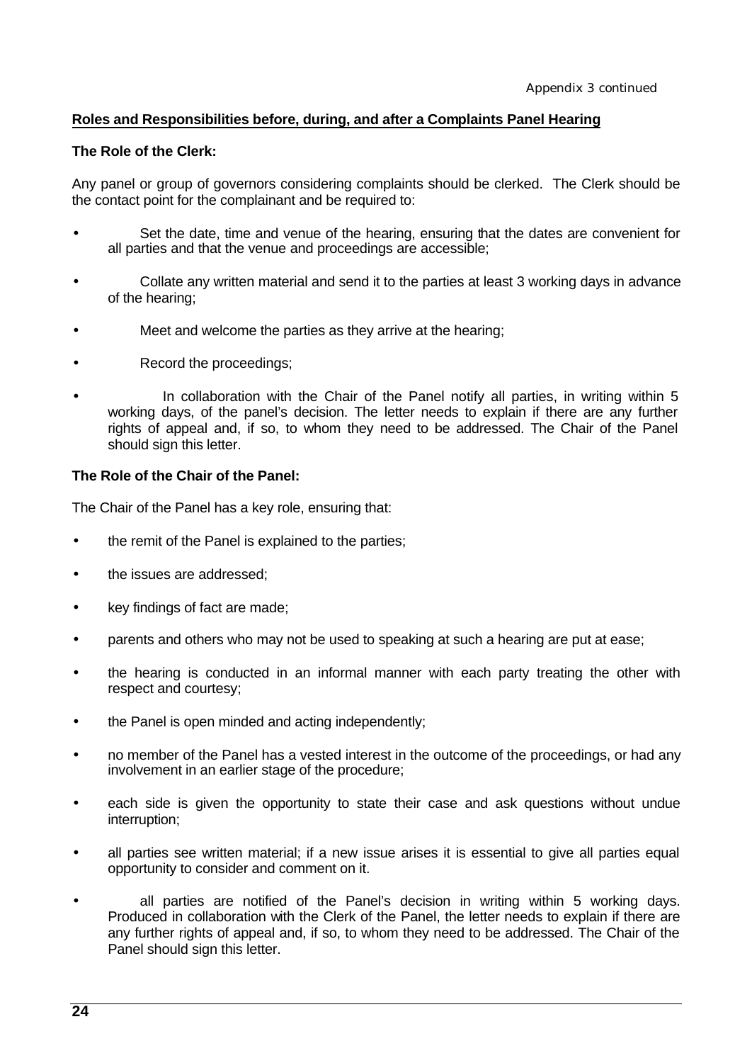*Appendix 3 continued*

**Roles and Responsibilities before, during, and after a Complaints Panel Hearing**

**The Role of the Clerk:**

Any panel or group of governors considering complaints should be clerked. The Clerk should be the contact point for the complainant and be required to:

- Set the date, time and venue of the hearing, ensuring that the dates are convenient for all parties and that the venue and proceedings are accessible;
- Collate any written material and send it to the parties at least 3 working days in advance of the hearing;
- Meet and welcome the parties as they arrive at the hearing;
- Record the proceedings;
- In collaboration with the Chair of the Panel notify all parties, in writing within 5 working days, of the panel's decision. The letter needs to explain if there are any further rights of appeal and, if so, to whom they need to be addressed. The Chair of the Panel should sign this letter.

**The Role of the Chair of the Panel:**

The Chair of the Panel has a key role, ensuring that:

- the remit of the Panel is explained to the parties;
- the issues are addressed;
- key findings of fact are made;
- parents and others who may not be used to speaking at such a hearing are put at ease;
- the hearing is conducted in an informal manner with each party treating the other with respect and courtesy;
- the Panel is open minded and acting independently;
- no member of the Panel has a vested interest in the outcome of the proceedings, or had any involvement in an earlier stage of the procedure;
- each side is given the opportunity to state their case and ask questions without undue interruption;
- all parties see written material; if a new issue arises it is essential to give all parties equal opportunity to consider and comment on it.
- all parties are notified of the Panel's decision in writing within 5 working days. Produced in collaboration with the Clerk of the Panel, the letter needs to explain if there are any further rights of appeal and, if so, to whom they need to be addressed. The Chair of the Panel should sign this letter.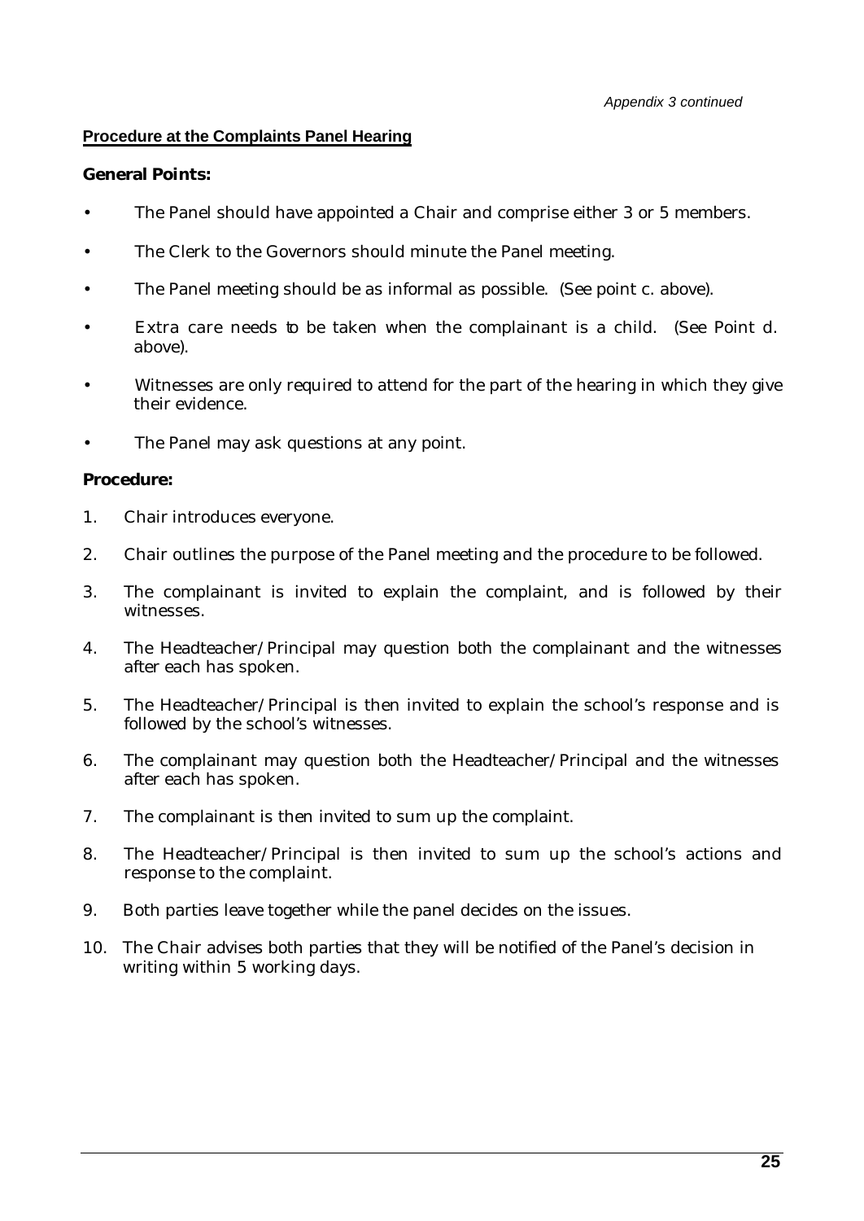*Appendix 3 continued*

## Procedure at the Complaints Panel Hearing

**General Points:**

- The Panel should have appointed a Chair and comprise either 3 or 5 members.
- The Clerk to the Governors should minute the Panel meeting.
- The Panel meeting should be as informal as possible. (See point c. above).
- Extra care needs to be taken when the complainant is a child. (See Point d. above).
- Witnesses are only required to attend for the part of the hearing in which they give their evidence.
- The Panel may ask questions at any point.

**Procedure:**

1. Chair introduces everyone.
2. Chair outlines the purpose of the Panel meeting and the procedure to be followed.
3. The complainant is invited to explain the complaint, and is followed by their witnesses.
4. The Headteacher/Principal may question both the complainant and the witnesses after each has spoken.
5. The Headteacher/Principal is then invited to explain the school's response and is followed by the school's witnesses.
6. The complainant may question both the Headteacher/Principal and the witnesses after each has spoken.
7. The complainant is then invited to sum up the complaint.
8. The Headteacher/Principal is then invited to sum up the school's actions and response to the complaint.
9. Both parties leave together while the panel decides on the issues.
10. The Chair advises both parties that they will be notified of the Panel's decision in writing within 5 working days.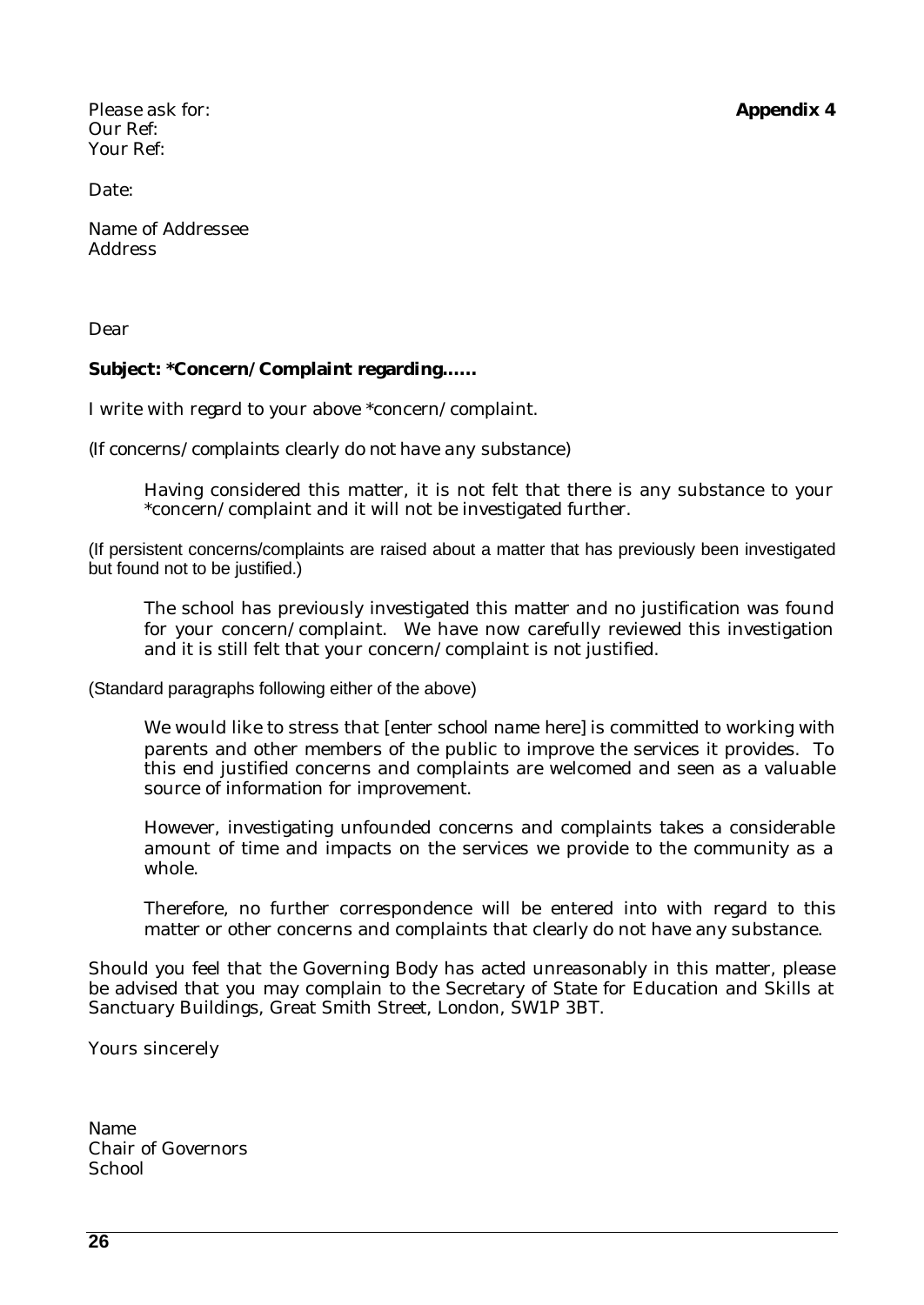Please ask for: **Appendix 4**
Our Ref:
Your Ref:

Date:

Name of Addressee
Address

Dear

**Subject: *Concern/Complaint regarding……**

I write with regard to your above *concern/complaint.

*(If concerns/complaints clearly do not have any substance)*

> Having considered this matter, it is not felt that there is any substance to your *concern/complaint and it will not be investigated further.

(If persistent concerns/complaints are raised about a matter that has previously been investigated but found not to be justified.)

> The school has previously investigated this matter and no justification was found for your concern/complaint. We have now carefully reviewed this investigation and it is still felt that your concern/complaint is not justified.

(Standard paragraphs following either of the above)

> We would like to stress that [enter school name here] is committed to working with parents and other members of the public to improve the services it provides. To this end justified concerns and complaints are welcomed and seen as a valuable source of information for improvement.
>
> However, investigating unfounded concerns and complaints takes a considerable amount of time and impacts on the services we provide to the community as a whole.
>
> Therefore, no further correspondence will be entered into with regard to this matter or other concerns and complaints that clearly do not have any substance.

Should you feel that the Governing Body has acted unreasonably in this matter, please be advised that you may complain to the Secretary of State for Education and Skills at Sanctuary Buildings, Great Smith Street, London, SW1P 3BT.

Yours sincerely

Name
Chair of Governors
School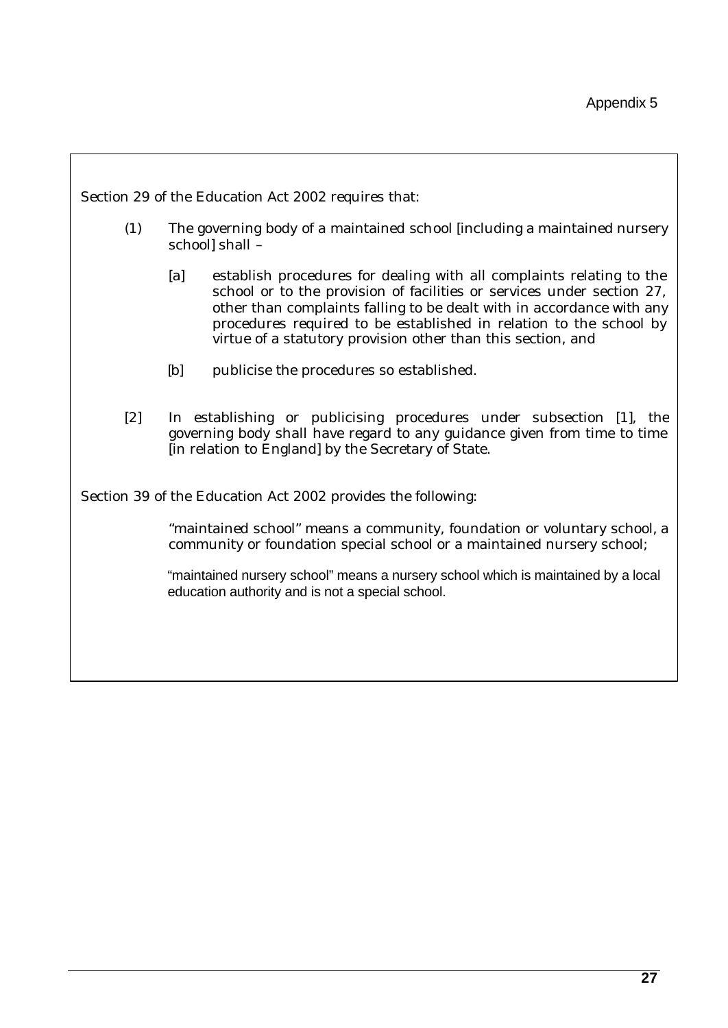Appendix 5

Section 29 of the Education Act 2002 requires that:

(1) The governing body of a maintained school [including a maintained nursery school] shall –

[a] establish procedures for dealing with all complaints relating to the school or to the provision of facilities or services under section 27, other than complaints falling to be dealt with in accordance with any procedures required to be established in relation to the school by virtue of a statutory provision other than this section, and

[b] publicise the procedures so established.

[2] In establishing or publicising procedures under subsection [1], the governing body shall have regard to any guidance given from time to time [in relation to England] by the Secretary of State.

Section 39 of the Education Act 2002 provides the following:

"maintained school" means a community, foundation or voluntary school, a community or foundation special school or a maintained nursery school;

"maintained nursery school" means a nursery school which is maintained by a local education authority and is not a special school.